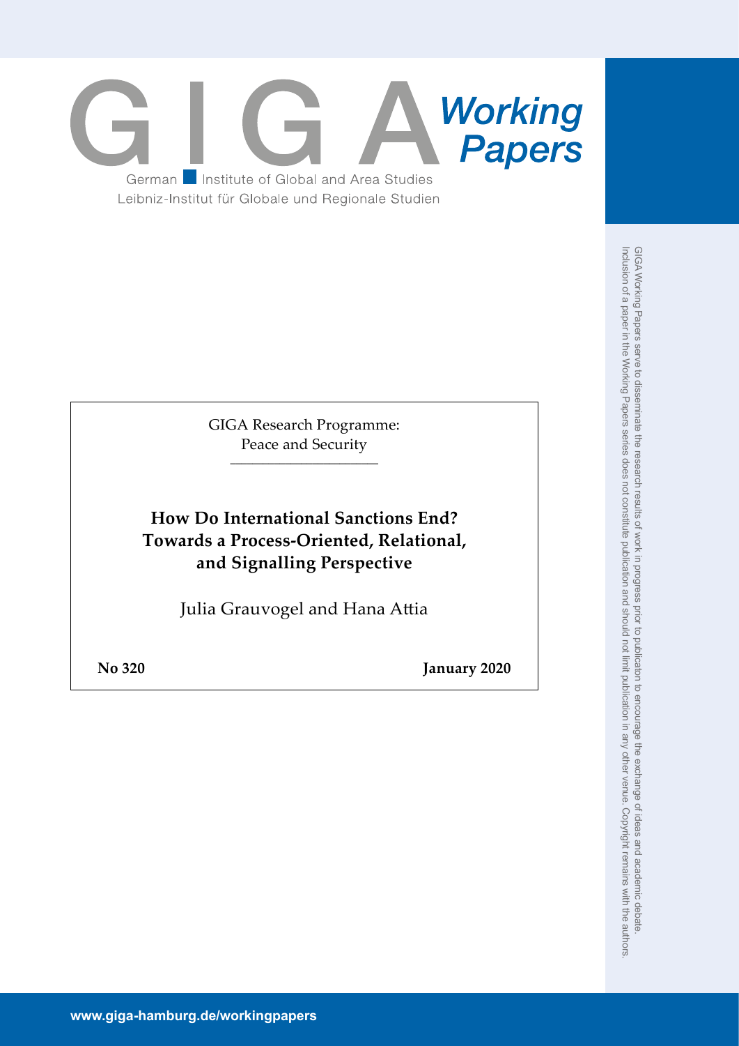# GIGA Working Papers

German Institute of Global and Area Studies
Leibniz-Institut für Globale und Regionale Studien

GIGA Research Programme:
Peace and Security

## How Do International Sanctions End? Towards a Process-Oriented, Relational, and Signalling Perspective

Julia Grauvogel and Hana Attia

**No 320** **January 2020**

GIGA Working Papers serve to disseminate the research results of work in progress prior to publicaton to encourage the exchange of ideas and academic debate. Inclusion of a paper in the Working Papers series does not constitute publication and should not limit publication in any other venue. Copyright remains with the authors.

www.giga-hamburg.de/workingpapers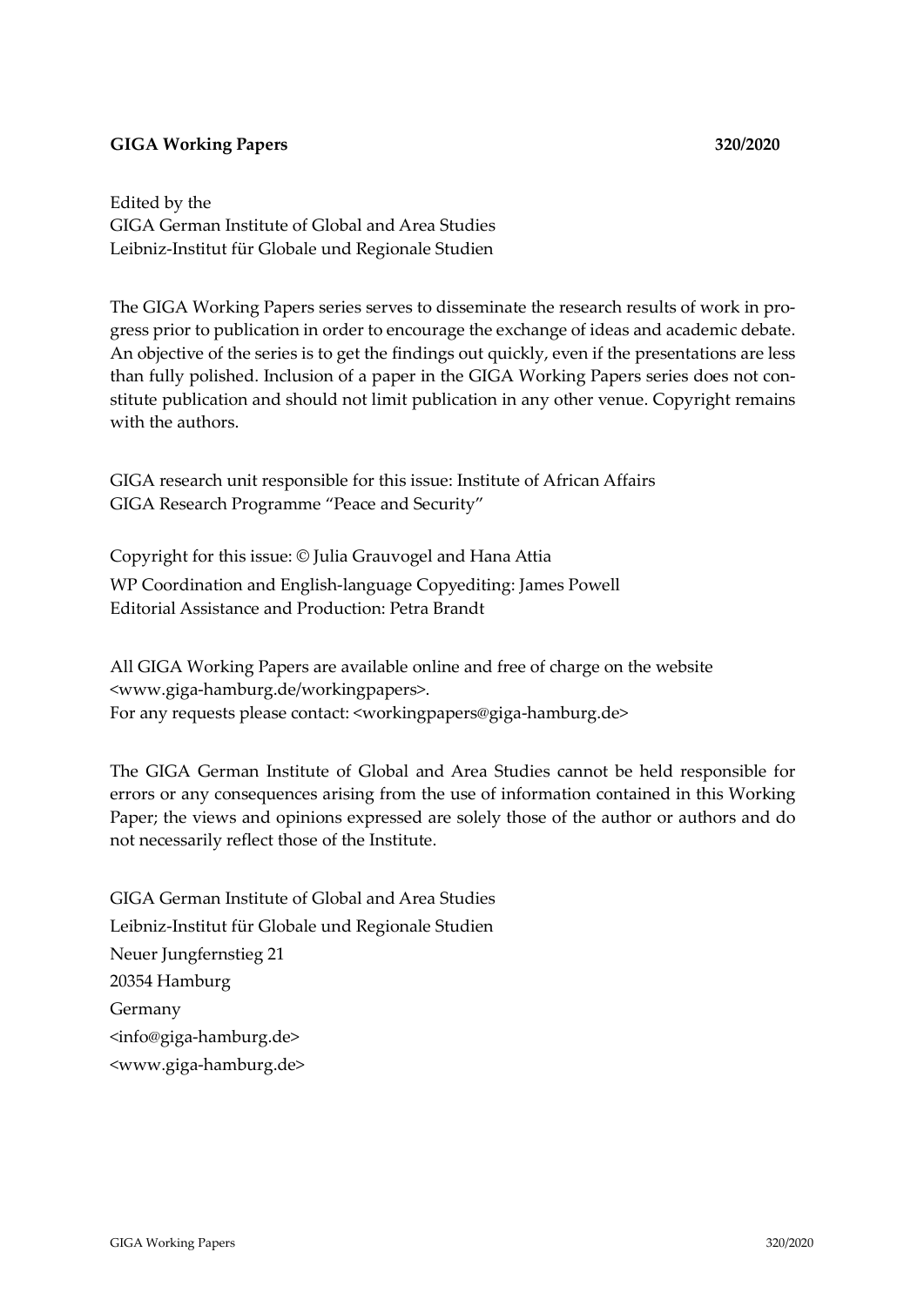**GIGA Working Papers** **320/2020**

Edited by the
GIGA German Institute of Global and Area Studies
Leibniz-Institut für Globale und Regionale Studien

The GIGA Working Papers series serves to disseminate the research results of work in progress prior to publication in order to encourage the exchange of ideas and academic debate. An objective of the series is to get the findings out quickly, even if the presentations are less than fully polished. Inclusion of a paper in the GIGA Working Papers series does not constitute publication and should not limit publication in any other venue. Copyright remains with the authors.

GIGA research unit responsible for this issue: Institute of African Affairs
GIGA Research Programme "Peace and Security"

Copyright for this issue: © Julia Grauvogel and Hana Attia
WP Coordination and English-language Copyediting: James Powell
Editorial Assistance and Production: Petra Brandt

All GIGA Working Papers are available online and free of charge on the website <www.giga-hamburg.de/workingpapers>.
For any requests please contact: <workingpapers@giga-hamburg.de>

The GIGA German Institute of Global and Area Studies cannot be held responsible for errors or any consequences arising from the use of information contained in this Working Paper; the views and opinions expressed are solely those of the author or authors and do not necessarily reflect those of the Institute.

GIGA German Institute of Global and Area Studies
Leibniz-Institut für Globale und Regionale Studien
Neuer Jungfernstieg 21
20354 Hamburg
Germany
<info@giga-hamburg.de>
<www.giga-hamburg.de>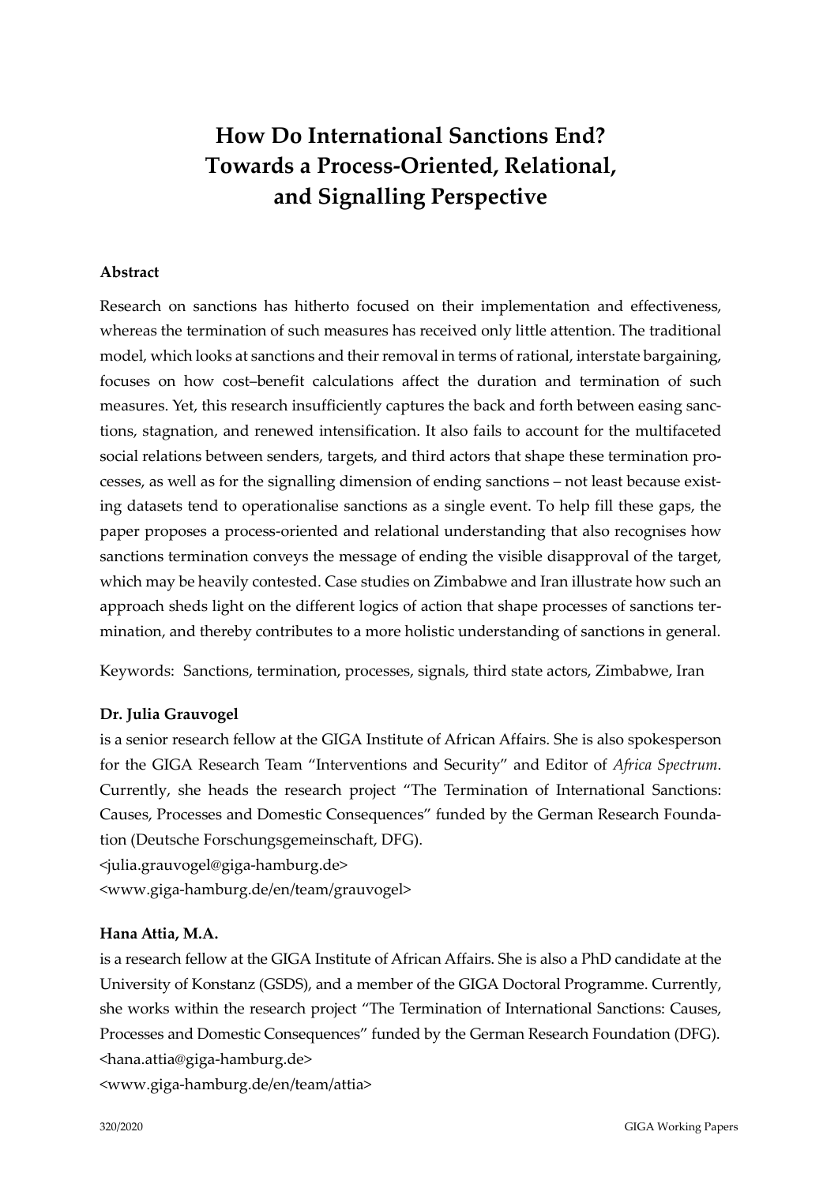# How Do International Sanctions End? Towards a Process-Oriented, Relational, and Signalling Perspective

## Abstract

Research on sanctions has hitherto focused on their implementation and effectiveness, whereas the termination of such measures has received only little attention. The traditional model, which looks at sanctions and their removal in terms of rational, interstate bargaining, focuses on how cost–benefit calculations affect the duration and termination of such measures. Yet, this research insufficiently captures the back and forth between easing sanctions, stagnation, and renewed intensification. It also fails to account for the multifaceted social relations between senders, targets, and third actors that shape these termination processes, as well as for the signalling dimension of ending sanctions – not least because existing datasets tend to operationalise sanctions as a single event. To help fill these gaps, the paper proposes a process-oriented and relational understanding that also recognises how sanctions termination conveys the message of ending the visible disapproval of the target, which may be heavily contested. Case studies on Zimbabwe and Iran illustrate how such an approach sheds light on the different logics of action that shape processes of sanctions termination, and thereby contributes to a more holistic understanding of sanctions in general.

Keywords: Sanctions, termination, processes, signals, third state actors, Zimbabwe, Iran

**Dr. Julia Grauvogel**

is a senior research fellow at the GIGA Institute of African Affairs. She is also spokesperson for the GIGA Research Team "Interventions and Security" and Editor of *Africa Spectrum*. Currently, she heads the research project "The Termination of International Sanctions: Causes, Processes and Domestic Consequences" funded by the German Research Foundation (Deutsche Forschungsgemeinschaft, DFG).

<julia.grauvogel@giga-hamburg.de>

<www.giga-hamburg.de/en/team/grauvogel>

**Hana Attia, M.A.**

is a research fellow at the GIGA Institute of African Affairs. She is also a PhD candidate at the University of Konstanz (GSDS), and a member of the GIGA Doctoral Programme. Currently, she works within the research project "The Termination of International Sanctions: Causes, Processes and Domestic Consequences" funded by the German Research Foundation (DFG).

<hana.attia@giga-hamburg.de>

<www.giga-hamburg.de/en/team/attia>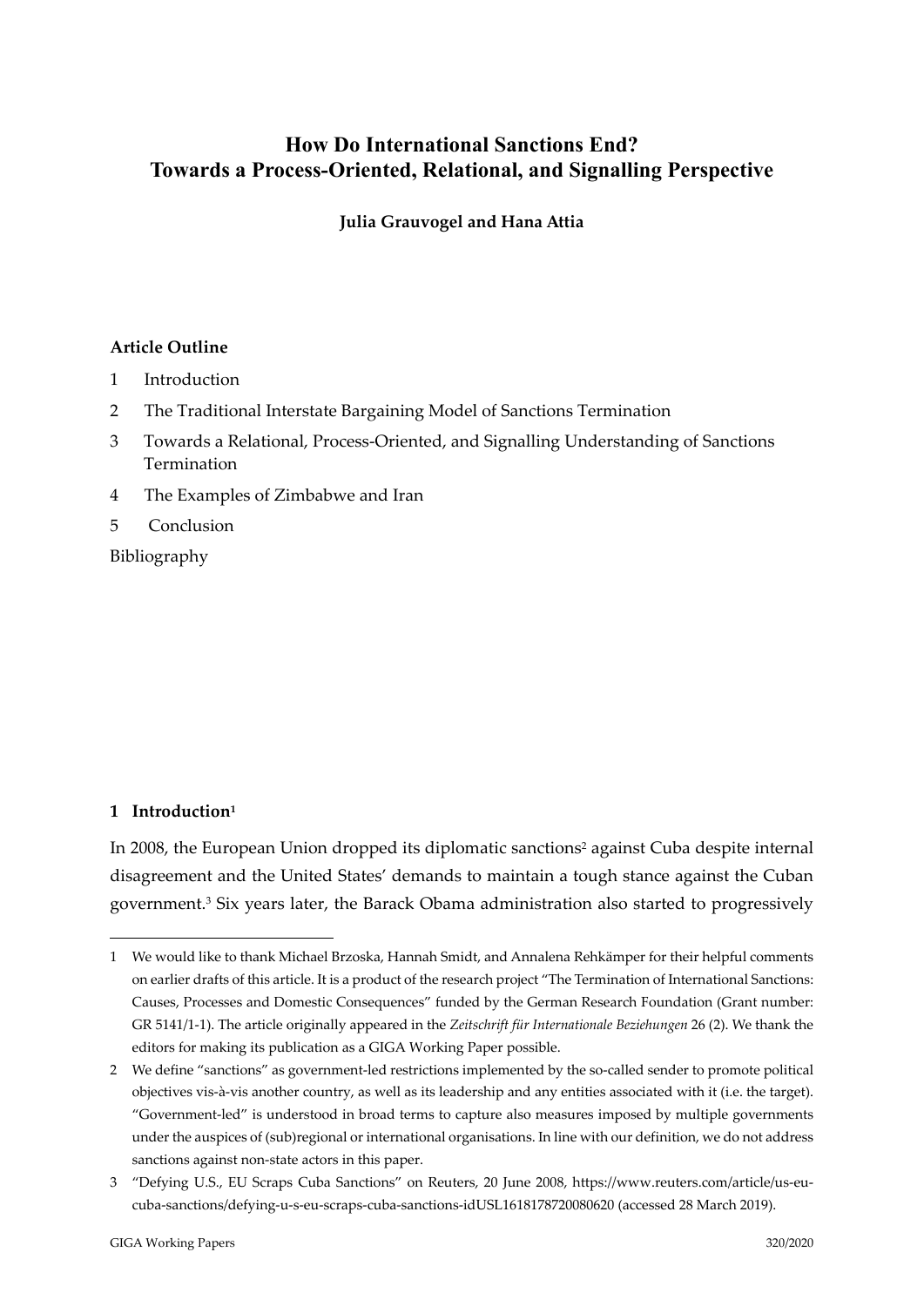# How Do International Sanctions End? Towards a Process-Oriented, Relational, and Signalling Perspective

**Julia Grauvogel and Hana Attia**

**Article Outline**

1 Introduction

2 The Traditional Interstate Bargaining Model of Sanctions Termination

3 Towards a Relational, Process-Oriented, and Signalling Understanding of Sanctions Termination

4 The Examples of Zimbabwe and Iran

5 Conclusion

Bibliography

## 1 Introduction[1]

In 2008, the European Union dropped its diplomatic sanctions[2] against Cuba despite internal disagreement and the United States' demands to maintain a tough stance against the Cuban government.[3] Six years later, the Barack Obama administration also started to progressively

1 We would like to thank Michael Brzoska, Hannah Smidt, and Annalena Rehkämper for their helpful comments on earlier drafts of this article. It is a product of the research project "The Termination of International Sanctions: Causes, Processes and Domestic Consequences" funded by the German Research Foundation (Grant number: GR 5141/1-1). The article originally appeared in the *Zeitschrift für Internationale Beziehungen* 26 (2). We thank the editors for making its publication as a GIGA Working Paper possible.

2 We define "sanctions" as government-led restrictions implemented by the so-called sender to promote political objectives vis-à-vis another country, as well as its leadership and any entities associated with it (i.e. the target). "Government-led" is understood in broad terms to capture also measures imposed by multiple governments under the auspices of (sub)regional or international organisations. In line with our definition, we do not address sanctions against non-state actors in this paper.

3 "Defying U.S., EU Scraps Cuba Sanctions" on Reuters, 20 June 2008, https://www.reuters.com/article/us-eu-cuba-sanctions/defying-u-s-eu-scraps-cuba-sanctions-idUSL1618178720080620 (accessed 28 March 2019).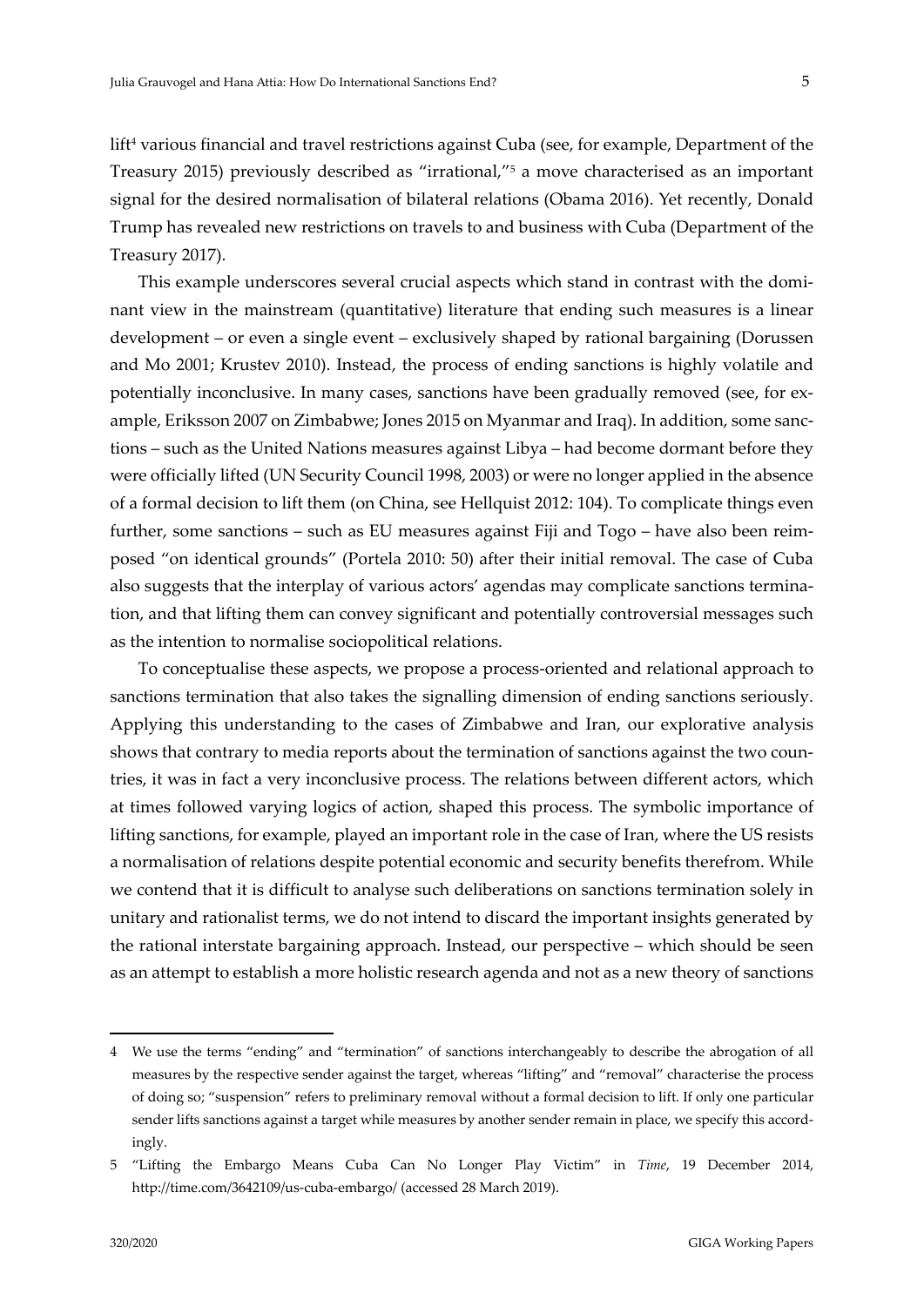lift[4] various financial and travel restrictions against Cuba (see, for example, Department of the Treasury 2015) previously described as "irrational,"[5] a move characterised as an important signal for the desired normalisation of bilateral relations (Obama 2016). Yet recently, Donald Trump has revealed new restrictions on travels to and business with Cuba (Department of the Treasury 2017).

This example underscores several crucial aspects which stand in contrast with the dominant view in the mainstream (quantitative) literature that ending such measures is a linear development – or even a single event – exclusively shaped by rational bargaining (Dorussen and Mo 2001; Krustev 2010). Instead, the process of ending sanctions is highly volatile and potentially inconclusive. In many cases, sanctions have been gradually removed (see, for example, Eriksson 2007 on Zimbabwe; Jones 2015 on Myanmar and Iraq). In addition, some sanctions – such as the United Nations measures against Libya – had become dormant before they were officially lifted (UN Security Council 1998, 2003) or were no longer applied in the absence of a formal decision to lift them (on China, see Hellquist 2012: 104). To complicate things even further, some sanctions – such as EU measures against Fiji and Togo – have also been reimposed "on identical grounds" (Portela 2010: 50) after their initial removal. The case of Cuba also suggests that the interplay of various actors' agendas may complicate sanctions termination, and that lifting them can convey significant and potentially controversial messages such as the intention to normalise sociopolitical relations.

To conceptualise these aspects, we propose a process-oriented and relational approach to sanctions termination that also takes the signalling dimension of ending sanctions seriously. Applying this understanding to the cases of Zimbabwe and Iran, our explorative analysis shows that contrary to media reports about the termination of sanctions against the two countries, it was in fact a very inconclusive process. The relations between different actors, which at times followed varying logics of action, shaped this process. The symbolic importance of lifting sanctions, for example, played an important role in the case of Iran, where the US resists a normalisation of relations despite potential economic and security benefits therefrom. While we contend that it is difficult to analyse such deliberations on sanctions termination solely in unitary and rationalist terms, we do not intend to discard the important insights generated by the rational interstate bargaining approach. Instead, our perspective – which should be seen as an attempt to establish a more holistic research agenda and not as a new theory of sanctions

---

[4] We use the terms "ending" and "termination" of sanctions interchangeably to describe the abrogation of all measures by the respective sender against the target, whereas "lifting" and "removal" characterise the process of doing so; "suspension" refers to preliminary removal without a formal decision to lift. If only one particular sender lifts sanctions against a target while measures by another sender remain in place, we specify this accordingly.

[5] "Lifting the Embargo Means Cuba Can No Longer Play Victim" in *Time*, 19 December 2014, http://time.com/3642109/us-cuba-embargo/ (accessed 28 March 2019).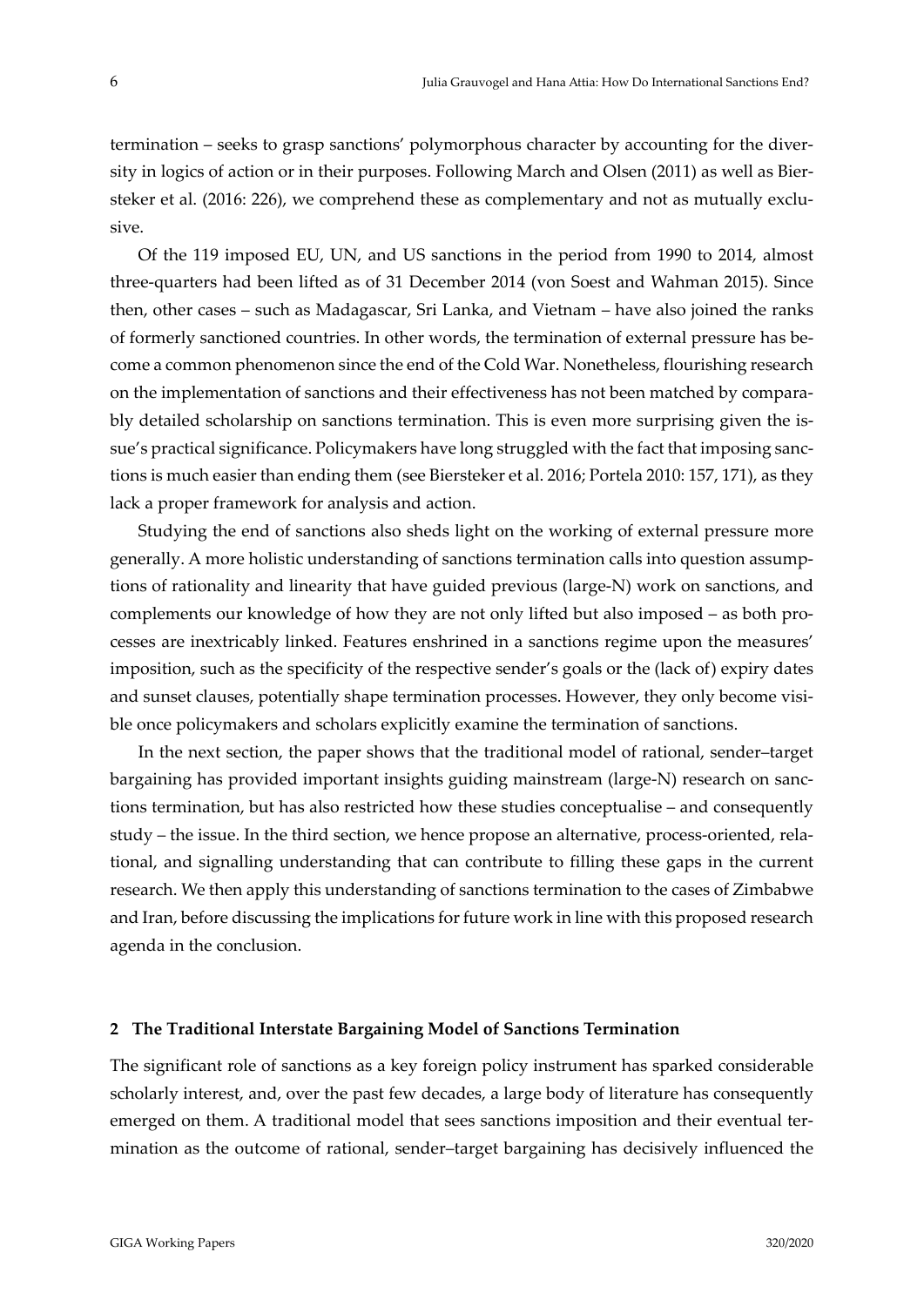termination – seeks to grasp sanctions' polymorphous character by accounting for the diversity in logics of action or in their purposes. Following March and Olsen (2011) as well as Biersteker et al. (2016: 226), we comprehend these as complementary and not as mutually exclusive.

Of the 119 imposed EU, UN, and US sanctions in the period from 1990 to 2014, almost three-quarters had been lifted as of 31 December 2014 (von Soest and Wahman 2015). Since then, other cases – such as Madagascar, Sri Lanka, and Vietnam – have also joined the ranks of formerly sanctioned countries. In other words, the termination of external pressure has become a common phenomenon since the end of the Cold War. Nonetheless, flourishing research on the implementation of sanctions and their effectiveness has not been matched by comparably detailed scholarship on sanctions termination. This is even more surprising given the issue's practical significance. Policymakers have long struggled with the fact that imposing sanctions is much easier than ending them (see Biersteker et al. 2016; Portela 2010: 157, 171), as they lack a proper framework for analysis and action.

Studying the end of sanctions also sheds light on the working of external pressure more generally. A more holistic understanding of sanctions termination calls into question assumptions of rationality and linearity that have guided previous (large-N) work on sanctions, and complements our knowledge of how they are not only lifted but also imposed – as both processes are inextricably linked. Features enshrined in a sanctions regime upon the measures' imposition, such as the specificity of the respective sender's goals or the (lack of) expiry dates and sunset clauses, potentially shape termination processes. However, they only become visible once policymakers and scholars explicitly examine the termination of sanctions.

In the next section, the paper shows that the traditional model of rational, sender–target bargaining has provided important insights guiding mainstream (large-N) research on sanctions termination, but has also restricted how these studies conceptualise – and consequently study – the issue. In the third section, we hence propose an alternative, process-oriented, relational, and signalling understanding that can contribute to filling these gaps in the current research. We then apply this understanding of sanctions termination to the cases of Zimbabwe and Iran, before discussing the implications for future work in line with this proposed research agenda in the conclusion.

## 2 The Traditional Interstate Bargaining Model of Sanctions Termination

The significant role of sanctions as a key foreign policy instrument has sparked considerable scholarly interest, and, over the past few decades, a large body of literature has consequently emerged on them. A traditional model that sees sanctions imposition and their eventual termination as the outcome of rational, sender–target bargaining has decisively influenced the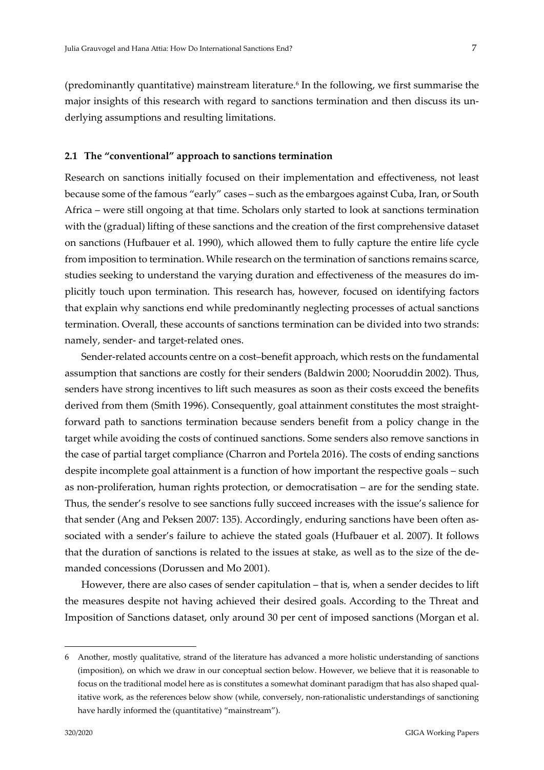(predominantly quantitative) mainstream literature.[6] In the following, we first summarise the major insights of this research with regard to sanctions termination and then discuss its underlying assumptions and resulting limitations.

### 2.1 The "conventional" approach to sanctions termination

Research on sanctions initially focused on their implementation and effectiveness, not least because some of the famous "early" cases – such as the embargoes against Cuba, Iran, or South Africa – were still ongoing at that time. Scholars only started to look at sanctions termination with the (gradual) lifting of these sanctions and the creation of the first comprehensive dataset on sanctions (Hufbauer et al. 1990), which allowed them to fully capture the entire life cycle from imposition to termination. While research on the termination of sanctions remains scarce, studies seeking to understand the varying duration and effectiveness of the measures do implicitly touch upon termination. This research has, however, focused on identifying factors that explain why sanctions end while predominantly neglecting processes of actual sanctions termination. Overall, these accounts of sanctions termination can be divided into two strands: namely, sender- and target-related ones.

Sender-related accounts centre on a cost–benefit approach, which rests on the fundamental assumption that sanctions are costly for their senders (Baldwin 2000; Nooruddin 2002). Thus, senders have strong incentives to lift such measures as soon as their costs exceed the benefits derived from them (Smith 1996). Consequently, goal attainment constitutes the most straightforward path to sanctions termination because senders benefit from a policy change in the target while avoiding the costs of continued sanctions. Some senders also remove sanctions in the case of partial target compliance (Charron and Portela 2016). The costs of ending sanctions despite incomplete goal attainment is a function of how important the respective goals – such as non-proliferation, human rights protection, or democratisation – are for the sending state. Thus, the sender's resolve to see sanctions fully succeed increases with the issue's salience for that sender (Ang and Peksen 2007: 135). Accordingly, enduring sanctions have been often associated with a sender's failure to achieve the stated goals (Hufbauer et al. 2007). It follows that the duration of sanctions is related to the issues at stake, as well as to the size of the demanded concessions (Dorussen and Mo 2001).

However, there are also cases of sender capitulation – that is, when a sender decides to lift the measures despite not having achieved their desired goals. According to the Threat and Imposition of Sanctions dataset, only around 30 per cent of imposed sanctions (Morgan et al.

---

[6] Another, mostly qualitative, strand of the literature has advanced a more holistic understanding of sanctions (imposition), on which we draw in our conceptual section below. However, we believe that it is reasonable to focus on the traditional model here as is constitutes a somewhat dominant paradigm that has also shaped qualitative work, as the references below show (while, conversely, non-rationalistic understandings of sanctioning have hardly informed the (quantitative) "mainstream").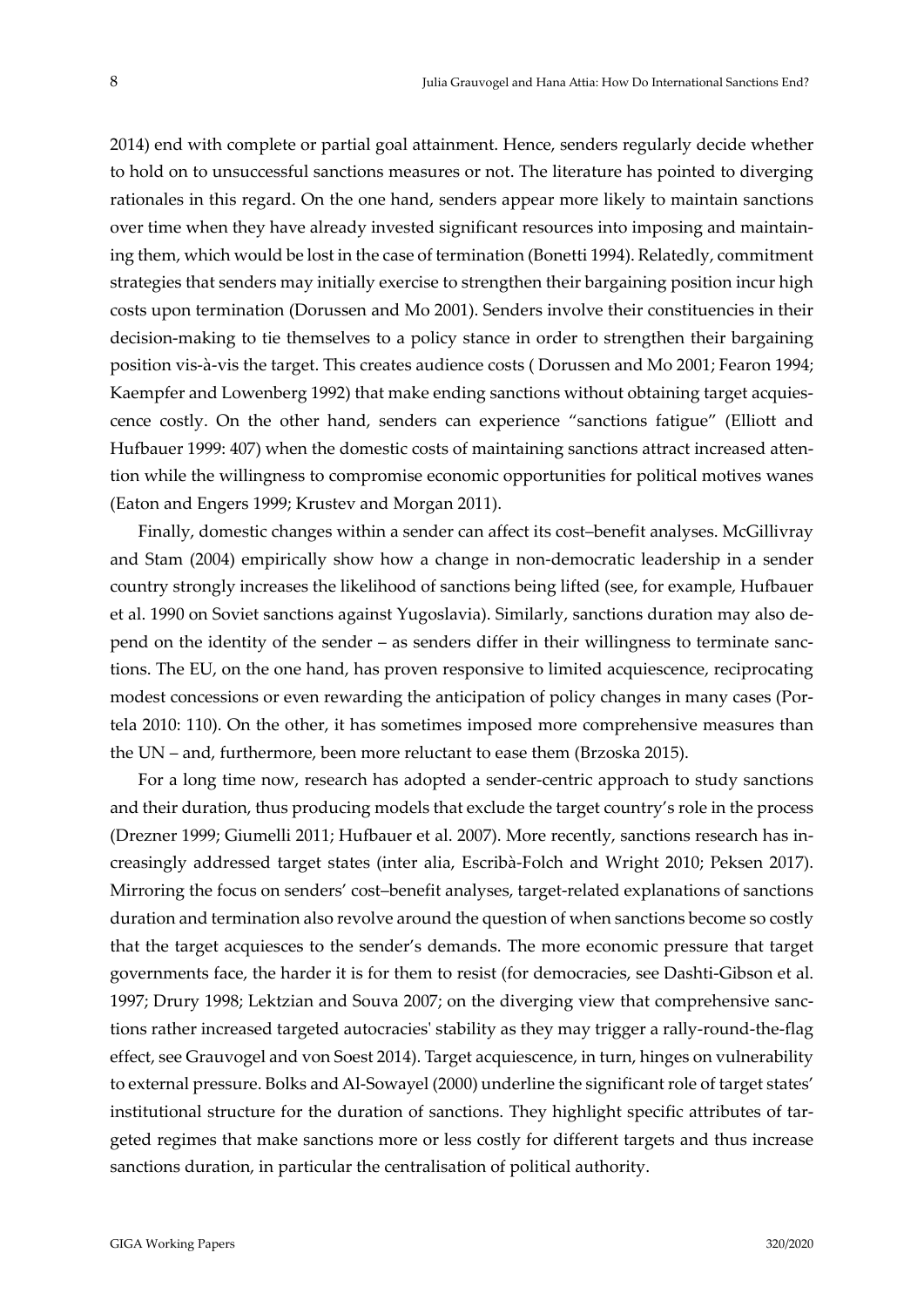2014) end with complete or partial goal attainment. Hence, senders regularly decide whether to hold on to unsuccessful sanctions measures or not. The literature has pointed to diverging rationales in this regard. On the one hand, senders appear more likely to maintain sanctions over time when they have already invested significant resources into imposing and maintaining them, which would be lost in the case of termination (Bonetti 1994). Relatedly, commitment strategies that senders may initially exercise to strengthen their bargaining position incur high costs upon termination (Dorussen and Mo 2001). Senders involve their constituencies in their decision-making to tie themselves to a policy stance in order to strengthen their bargaining position vis-à-vis the target. This creates audience costs ( Dorussen and Mo 2001; Fearon 1994; Kaempfer and Lowenberg 1992) that make ending sanctions without obtaining target acquiescence costly. On the other hand, senders can experience "sanctions fatigue" (Elliott and Hufbauer 1999: 407) when the domestic costs of maintaining sanctions attract increased attention while the willingness to compromise economic opportunities for political motives wanes (Eaton and Engers 1999; Krustev and Morgan 2011).

Finally, domestic changes within a sender can affect its cost–benefit analyses. McGillivray and Stam (2004) empirically show how a change in non-democratic leadership in a sender country strongly increases the likelihood of sanctions being lifted (see, for example, Hufbauer et al. 1990 on Soviet sanctions against Yugoslavia). Similarly, sanctions duration may also depend on the identity of the sender – as senders differ in their willingness to terminate sanctions. The EU, on the one hand, has proven responsive to limited acquiescence, reciprocating modest concessions or even rewarding the anticipation of policy changes in many cases (Portela 2010: 110). On the other, it has sometimes imposed more comprehensive measures than the UN – and, furthermore, been more reluctant to ease them (Brzoska 2015).

For a long time now, research has adopted a sender-centric approach to study sanctions and their duration, thus producing models that exclude the target country's role in the process (Drezner 1999; Giumelli 2011; Hufbauer et al. 2007). More recently, sanctions research has increasingly addressed target states (inter alia, Escribà-Folch and Wright 2010; Peksen 2017). Mirroring the focus on senders' cost–benefit analyses, target-related explanations of sanctions duration and termination also revolve around the question of when sanctions become so costly that the target acquiesces to the sender's demands. The more economic pressure that target governments face, the harder it is for them to resist (for democracies, see Dashti-Gibson et al. 1997; Drury 1998; Lektzian and Souva 2007; on the diverging view that comprehensive sanctions rather increased targeted autocracies' stability as they may trigger a rally-round-the-flag effect, see Grauvogel and von Soest 2014). Target acquiescence, in turn, hinges on vulnerability to external pressure. Bolks and Al-Sowayel (2000) underline the significant role of target states' institutional structure for the duration of sanctions. They highlight specific attributes of targeted regimes that make sanctions more or less costly for different targets and thus increase sanctions duration, in particular the centralisation of political authority.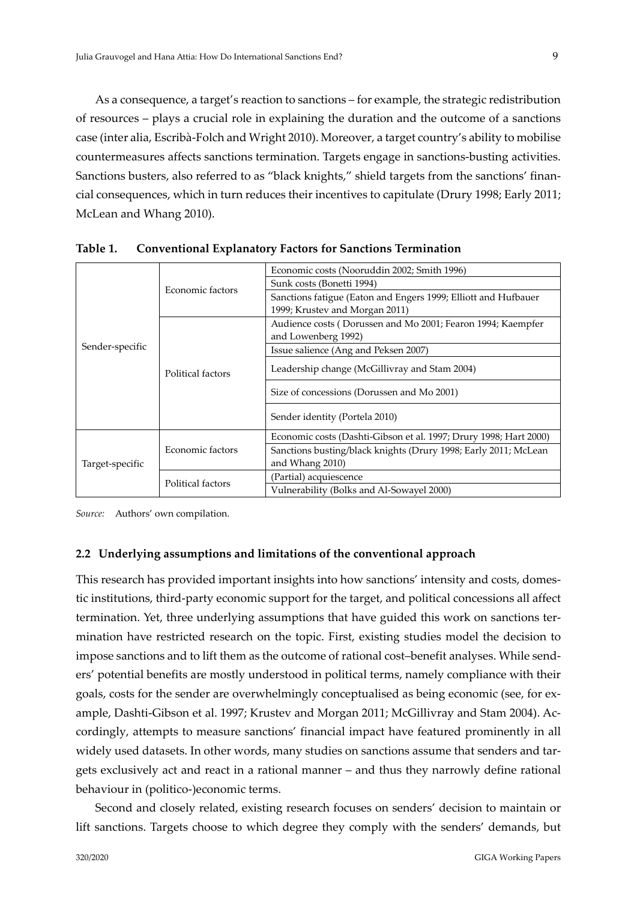As a consequence, a target's reaction to sanctions – for example, the strategic redistribution of resources – plays a crucial role in explaining the duration and the outcome of a sanctions case (inter alia, Escribà-Folch and Wright 2010). Moreover, a target country's ability to mobilise countermeasures affects sanctions termination. Targets engage in sanctions-busting activities. Sanctions busters, also referred to as "black knights," shield targets from the sanctions' financial consequences, which in turn reduces their incentives to capitulate (Drury 1998; Early 2011; McLean and Whang 2010).

**Table 1. Conventional Explanatory Factors for Sanctions Termination**

| | | |
|---|---|---|
| Sender-specific | Economic factors | Economic costs (Nooruddin 2002; Smith 1996) |
| | | Sunk costs (Bonetti 1994) |
| | | Sanctions fatigue (Eaton and Engers 1999; Elliott and Hufbauer 1999; Krustev and Morgan 2011) |
| | Political factors | Audience costs ( Dorussen and Mo 2001; Fearon 1994; Kaempfer and Lowenberg 1992) |
| | | Issue salience (Ang and Peksen 2007) |
| | | Leadership change (McGillivray and Stam 2004) |
| | | Size of concessions (Dorussen and Mo 2001) |
| | | Sender identity (Portela 2010) |
| Target-specific | Economic factors | Economic costs (Dashti-Gibson et al. 1997; Drury 1998; Hart 2000) |
| | | Sanctions busting/black knights (Drury 1998; Early 2011; McLean and Whang 2010) |
| | Political factors | (Partial) acquiescence |
| | | Vulnerability (Bolks and Al-Sowayel 2000) |

*Source:* Authors' own compilation.

### 2.2 Underlying assumptions and limitations of the conventional approach

This research has provided important insights into how sanctions' intensity and costs, domestic institutions, third-party economic support for the target, and political concessions all affect termination. Yet, three underlying assumptions that have guided this work on sanctions termination have restricted research on the topic. First, existing studies model the decision to impose sanctions and to lift them as the outcome of rational cost–benefit analyses. While senders' potential benefits are mostly understood in political terms, namely compliance with their goals, costs for the sender are overwhelmingly conceptualised as being economic (see, for example, Dashti-Gibson et al. 1997; Krustev and Morgan 2011; McGillivray and Stam 2004). Accordingly, attempts to measure sanctions' financial impact have featured prominently in all widely used datasets. In other words, many studies on sanctions assume that senders and targets exclusively act and react in a rational manner – and thus they narrowly define rational behaviour in (politico-)economic terms.

Second and closely related, existing research focuses on senders' decision to maintain or lift sanctions. Targets choose to which degree they comply with the senders' demands, but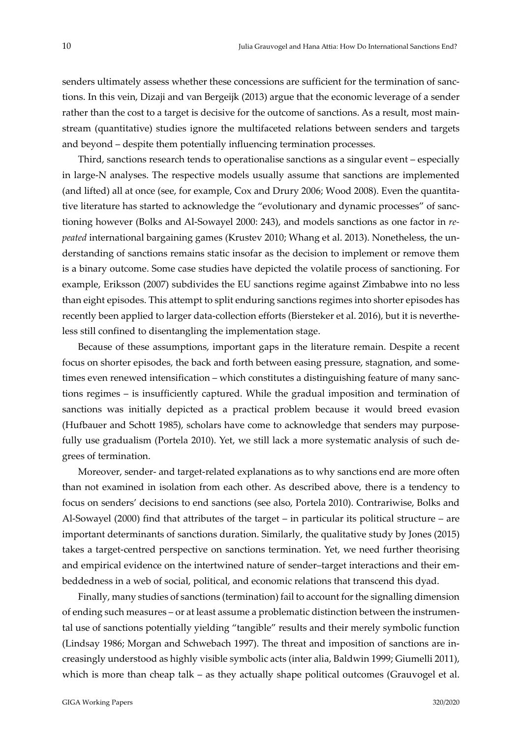senders ultimately assess whether these concessions are sufficient for the termination of sanctions. In this vein, Dizaji and van Bergeijk (2013) argue that the economic leverage of a sender rather than the cost to a target is decisive for the outcome of sanctions. As a result, most mainstream (quantitative) studies ignore the multifaceted relations between senders and targets and beyond – despite them potentially influencing termination processes.

Third, sanctions research tends to operationalise sanctions as a singular event – especially in large-N analyses. The respective models usually assume that sanctions are implemented (and lifted) all at once (see, for example, Cox and Drury 2006; Wood 2008). Even the quantitative literature has started to acknowledge the "evolutionary and dynamic processes" of sanctioning however (Bolks and Al-Sowayel 2000: 243), and models sanctions as one factor in *repeated* international bargaining games (Krustev 2010; Whang et al. 2013). Nonetheless, the understanding of sanctions remains static insofar as the decision to implement or remove them is a binary outcome. Some case studies have depicted the volatile process of sanctioning. For example, Eriksson (2007) subdivides the EU sanctions regime against Zimbabwe into no less than eight episodes. This attempt to split enduring sanctions regimes into shorter episodes has recently been applied to larger data-collection efforts (Biersteker et al. 2016), but it is nevertheless still confined to disentangling the implementation stage.

Because of these assumptions, important gaps in the literature remain. Despite a recent focus on shorter episodes, the back and forth between easing pressure, stagnation, and sometimes even renewed intensification – which constitutes a distinguishing feature of many sanctions regimes – is insufficiently captured. While the gradual imposition and termination of sanctions was initially depicted as a practical problem because it would breed evasion (Hufbauer and Schott 1985), scholars have come to acknowledge that senders may purposefully use gradualism (Portela 2010). Yet, we still lack a more systematic analysis of such degrees of termination.

Moreover, sender- and target-related explanations as to why sanctions end are more often than not examined in isolation from each other. As described above, there is a tendency to focus on senders' decisions to end sanctions (see also, Portela 2010). Contrariwise, Bolks and Al-Sowayel (2000) find that attributes of the target – in particular its political structure – are important determinants of sanctions duration. Similarly, the qualitative study by Jones (2015) takes a target-centred perspective on sanctions termination. Yet, we need further theorising and empirical evidence on the intertwined nature of sender–target interactions and their embeddedness in a web of social, political, and economic relations that transcend this dyad.

Finally, many studies of sanctions (termination) fail to account for the signalling dimension of ending such measures – or at least assume a problematic distinction between the instrumental use of sanctions potentially yielding "tangible" results and their merely symbolic function (Lindsay 1986; Morgan and Schwebach 1997). The threat and imposition of sanctions are increasingly understood as highly visible symbolic acts (inter alia, Baldwin 1999; Giumelli 2011), which is more than cheap talk – as they actually shape political outcomes (Grauvogel et al.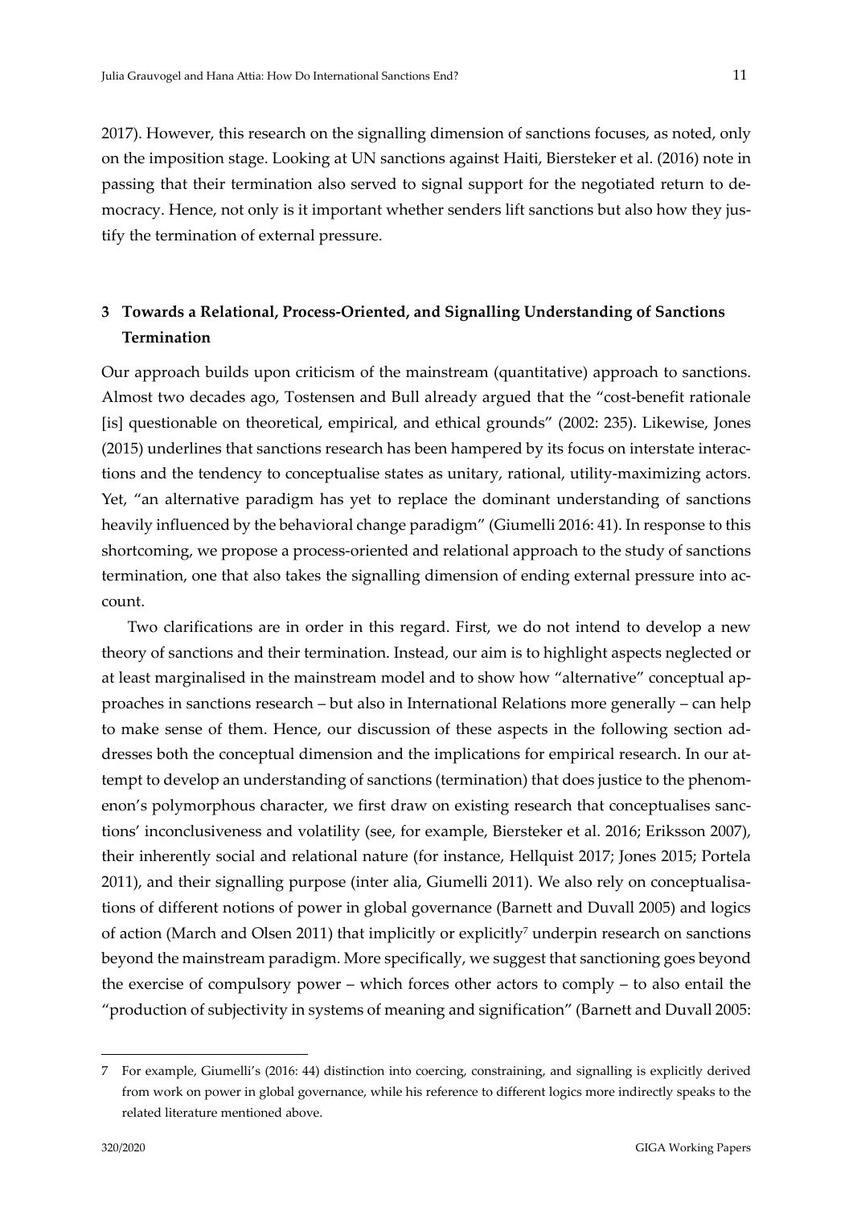2017). However, this research on the signalling dimension of sanctions focuses, as noted, only on the imposition stage. Looking at UN sanctions against Haiti, Biersteker et al. (2016) note in passing that their termination also served to signal support for the negotiated return to democracy. Hence, not only is it important whether senders lift sanctions but also how they justify the termination of external pressure.

## 3 Towards a Relational, Process-Oriented, and Signalling Understanding of Sanctions Termination

Our approach builds upon criticism of the mainstream (quantitative) approach to sanctions. Almost two decades ago, Tostensen and Bull already argued that the "cost-benefit rationale [is] questionable on theoretical, empirical, and ethical grounds" (2002: 235). Likewise, Jones (2015) underlines that sanctions research has been hampered by its focus on interstate interactions and the tendency to conceptualise states as unitary, rational, utility-maximizing actors. Yet, "an alternative paradigm has yet to replace the dominant understanding of sanctions heavily influenced by the behavioral change paradigm" (Giumelli 2016: 41). In response to this shortcoming, we propose a process-oriented and relational approach to the study of sanctions termination, one that also takes the signalling dimension of ending external pressure into account.

Two clarifications are in order in this regard. First, we do not intend to develop a new theory of sanctions and their termination. Instead, our aim is to highlight aspects neglected or at least marginalised in the mainstream model and to show how "alternative" conceptual approaches in sanctions research – but also in International Relations more generally – can help to make sense of them. Hence, our discussion of these aspects in the following section addresses both the conceptual dimension and the implications for empirical research. In our attempt to develop an understanding of sanctions (termination) that does justice to the phenomenon's polymorphous character, we first draw on existing research that conceptualises sanctions' inconclusiveness and volatility (see, for example, Biersteker et al. 2016; Eriksson 2007), their inherently social and relational nature (for instance, Hellquist 2017; Jones 2015; Portela 2011), and their signalling purpose (inter alia, Giumelli 2011). We also rely on conceptualisations of different notions of power in global governance (Barnett and Duvall 2005) and logics of action (March and Olsen 2011) that implicitly or explicitly[7] underpin research on sanctions beyond the mainstream paradigm. More specifically, we suggest that sanctioning goes beyond the exercise of compulsory power – which forces other actors to comply – to also entail the "production of subjectivity in systems of meaning and signification" (Barnett and Duvall 2005:

---

7 For example, Giumelli's (2016: 44) distinction into coercing, constraining, and signalling is explicitly derived from work on power in global governance, while his reference to different logics more indirectly speaks to the related literature mentioned above.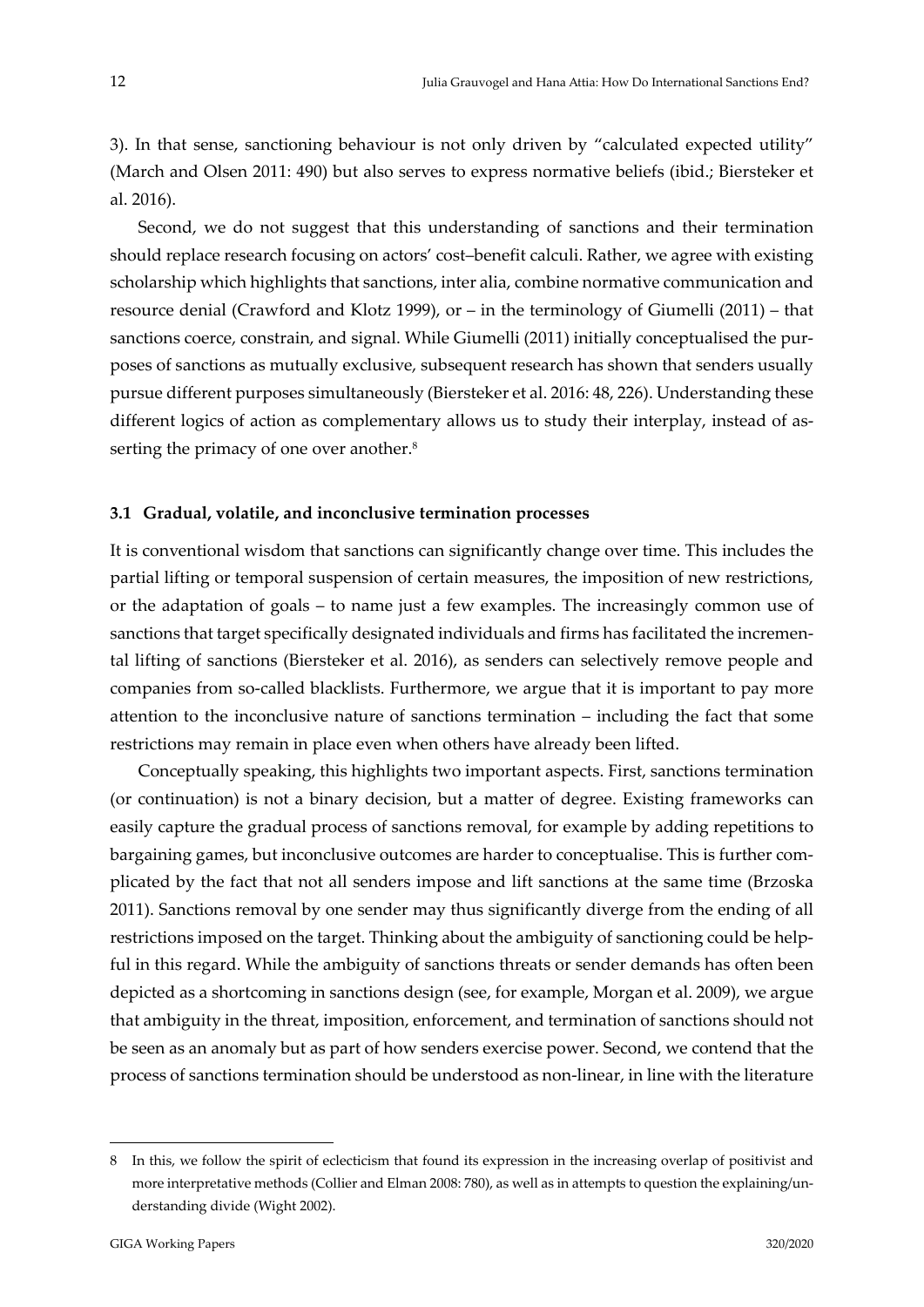3). In that sense, sanctioning behaviour is not only driven by "calculated expected utility" (March and Olsen 2011: 490) but also serves to express normative beliefs (ibid.; Biersteker et al. 2016).

Second, we do not suggest that this understanding of sanctions and their termination should replace research focusing on actors' cost–benefit calculi. Rather, we agree with existing scholarship which highlights that sanctions, inter alia, combine normative communication and resource denial (Crawford and Klotz 1999), or – in the terminology of Giumelli (2011) – that sanctions coerce, constrain, and signal. While Giumelli (2011) initially conceptualised the purposes of sanctions as mutually exclusive, subsequent research has shown that senders usually pursue different purposes simultaneously (Biersteker et al. 2016: 48, 226). Understanding these different logics of action as complementary allows us to study their interplay, instead of asserting the primacy of one over another.[8]

### 3.1 Gradual, volatile, and inconclusive termination processes

It is conventional wisdom that sanctions can significantly change over time. This includes the partial lifting or temporal suspension of certain measures, the imposition of new restrictions, or the adaptation of goals – to name just a few examples. The increasingly common use of sanctions that target specifically designated individuals and firms has facilitated the incremental lifting of sanctions (Biersteker et al. 2016), as senders can selectively remove people and companies from so-called blacklists. Furthermore, we argue that it is important to pay more attention to the inconclusive nature of sanctions termination – including the fact that some restrictions may remain in place even when others have already been lifted.

Conceptually speaking, this highlights two important aspects. First, sanctions termination (or continuation) is not a binary decision, but a matter of degree. Existing frameworks can easily capture the gradual process of sanctions removal, for example by adding repetitions to bargaining games, but inconclusive outcomes are harder to conceptualise. This is further complicated by the fact that not all senders impose and lift sanctions at the same time (Brzoska 2011). Sanctions removal by one sender may thus significantly diverge from the ending of all restrictions imposed on the target. Thinking about the ambiguity of sanctioning could be helpful in this regard. While the ambiguity of sanctions threats or sender demands has often been depicted as a shortcoming in sanctions design (see, for example, Morgan et al. 2009), we argue that ambiguity in the threat, imposition, enforcement, and termination of sanctions should not be seen as an anomaly but as part of how senders exercise power. Second, we contend that the process of sanctions termination should be understood as non-linear, in line with the literature

---

8 In this, we follow the spirit of eclecticism that found its expression in the increasing overlap of positivist and more interpretative methods (Collier and Elman 2008: 780), as well as in attempts to question the explaining/understanding divide (Wight 2002).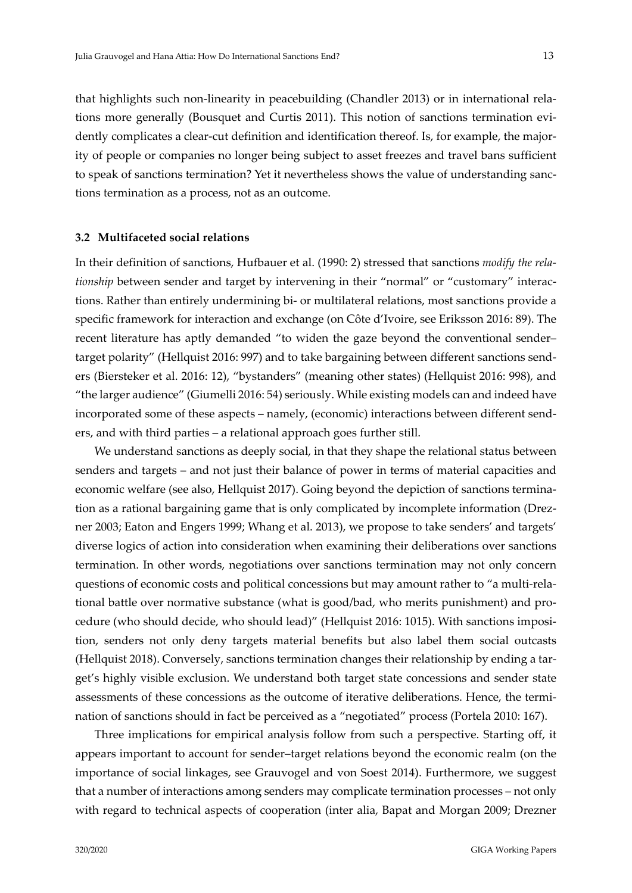that highlights such non-linearity in peacebuilding (Chandler 2013) or in international relations more generally (Bousquet and Curtis 2011). This notion of sanctions termination evidently complicates a clear-cut definition and identification thereof. Is, for example, the majority of people or companies no longer being subject to asset freezes and travel bans sufficient to speak of sanctions termination? Yet it nevertheless shows the value of understanding sanctions termination as a process, not as an outcome.

### 3.2 Multifaceted social relations

In their definition of sanctions, Hufbauer et al. (1990: 2) stressed that sanctions *modify the relationship* between sender and target by intervening in their "normal" or "customary" interactions. Rather than entirely undermining bi- or multilateral relations, most sanctions provide a specific framework for interaction and exchange (on Côte d'Ivoire, see Eriksson 2016: 89). The recent literature has aptly demanded "to widen the gaze beyond the conventional sender–target polarity" (Hellquist 2016: 997) and to take bargaining between different sanctions senders (Biersteker et al. 2016: 12), "bystanders" (meaning other states) (Hellquist 2016: 998), and "the larger audience" (Giumelli 2016: 54) seriously. While existing models can and indeed have incorporated some of these aspects – namely, (economic) interactions between different senders, and with third parties – a relational approach goes further still.

We understand sanctions as deeply social, in that they shape the relational status between senders and targets – and not just their balance of power in terms of material capacities and economic welfare (see also, Hellquist 2017). Going beyond the depiction of sanctions termination as a rational bargaining game that is only complicated by incomplete information (Drezner 2003; Eaton and Engers 1999; Whang et al. 2013), we propose to take senders' and targets' diverse logics of action into consideration when examining their deliberations over sanctions termination. In other words, negotiations over sanctions termination may not only concern questions of economic costs and political concessions but may amount rather to "a multi-relational battle over normative substance (what is good/bad, who merits punishment) and procedure (who should decide, who should lead)" (Hellquist 2016: 1015). With sanctions imposition, senders not only deny targets material benefits but also label them social outcasts (Hellquist 2018). Conversely, sanctions termination changes their relationship by ending a target's highly visible exclusion. We understand both target state concessions and sender state assessments of these concessions as the outcome of iterative deliberations. Hence, the termination of sanctions should in fact be perceived as a "negotiated" process (Portela 2010: 167).

Three implications for empirical analysis follow from such a perspective. Starting off, it appears important to account for sender–target relations beyond the economic realm (on the importance of social linkages, see Grauvogel and von Soest 2014). Furthermore, we suggest that a number of interactions among senders may complicate termination processes – not only with regard to technical aspects of cooperation (inter alia, Bapat and Morgan 2009; Drezner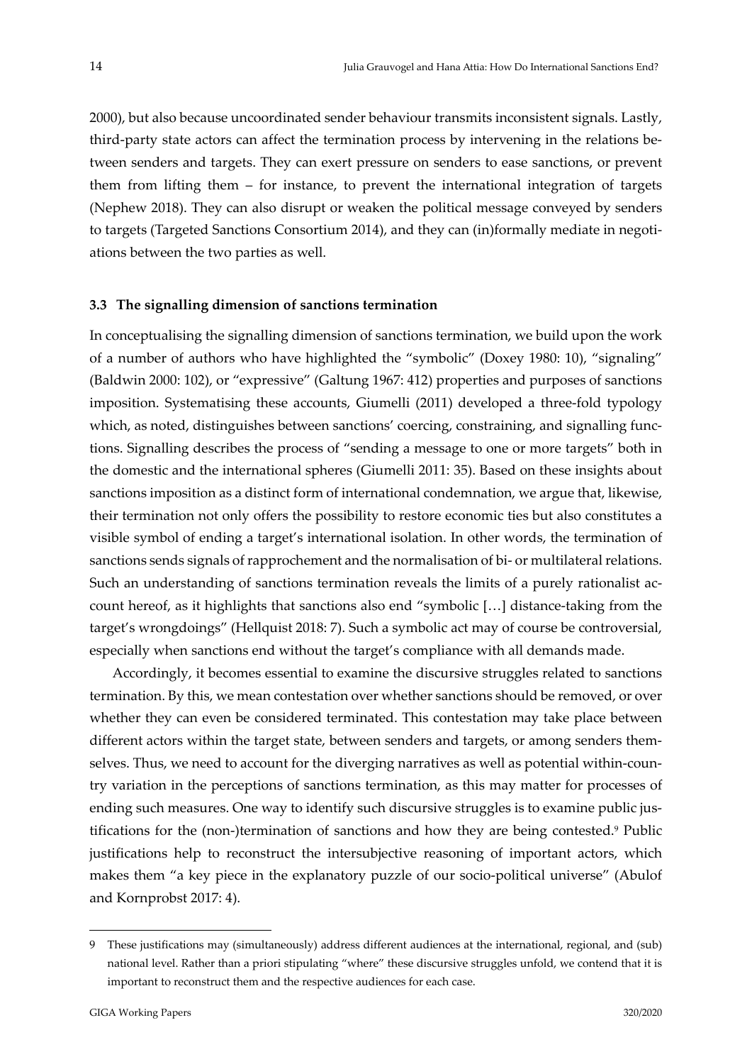2000), but also because uncoordinated sender behaviour transmits inconsistent signals. Lastly, third-party state actors can affect the termination process by intervening in the relations between senders and targets. They can exert pressure on senders to ease sanctions, or prevent them from lifting them – for instance, to prevent the international integration of targets (Nephew 2018). They can also disrupt or weaken the political message conveyed by senders to targets (Targeted Sanctions Consortium 2014), and they can (in)formally mediate in negotiations between the two parties as well.

### 3.3 The signalling dimension of sanctions termination

In conceptualising the signalling dimension of sanctions termination, we build upon the work of a number of authors who have highlighted the "symbolic" (Doxey 1980: 10), "signaling" (Baldwin 2000: 102), or "expressive" (Galtung 1967: 412) properties and purposes of sanctions imposition. Systematising these accounts, Giumelli (2011) developed a three-fold typology which, as noted, distinguishes between sanctions' coercing, constraining, and signalling functions. Signalling describes the process of "sending a message to one or more targets" both in the domestic and the international spheres (Giumelli 2011: 35). Based on these insights about sanctions imposition as a distinct form of international condemnation, we argue that, likewise, their termination not only offers the possibility to restore economic ties but also constitutes a visible symbol of ending a target's international isolation. In other words, the termination of sanctions sends signals of rapprochement and the normalisation of bi- or multilateral relations. Such an understanding of sanctions termination reveals the limits of a purely rationalist account hereof, as it highlights that sanctions also end "symbolic […] distance-taking from the target's wrongdoings" (Hellquist 2018: 7). Such a symbolic act may of course be controversial, especially when sanctions end without the target's compliance with all demands made.

Accordingly, it becomes essential to examine the discursive struggles related to sanctions termination. By this, we mean contestation over whether sanctions should be removed, or over whether they can even be considered terminated. This contestation may take place between different actors within the target state, between senders and targets, or among senders themselves. Thus, we need to account for the diverging narratives as well as potential within-country variation in the perceptions of sanctions termination, as this may matter for processes of ending such measures. One way to identify such discursive struggles is to examine public justifications for the (non-)termination of sanctions and how they are being contested.[9] Public justifications help to reconstruct the intersubjective reasoning of important actors, which makes them "a key piece in the explanatory puzzle of our socio-political universe" (Abulof and Kornprobst 2017: 4).

---

9 These justifications may (simultaneously) address different audiences at the international, regional, and (sub) national level. Rather than a priori stipulating "where" these discursive struggles unfold, we contend that it is important to reconstruct them and the respective audiences for each case.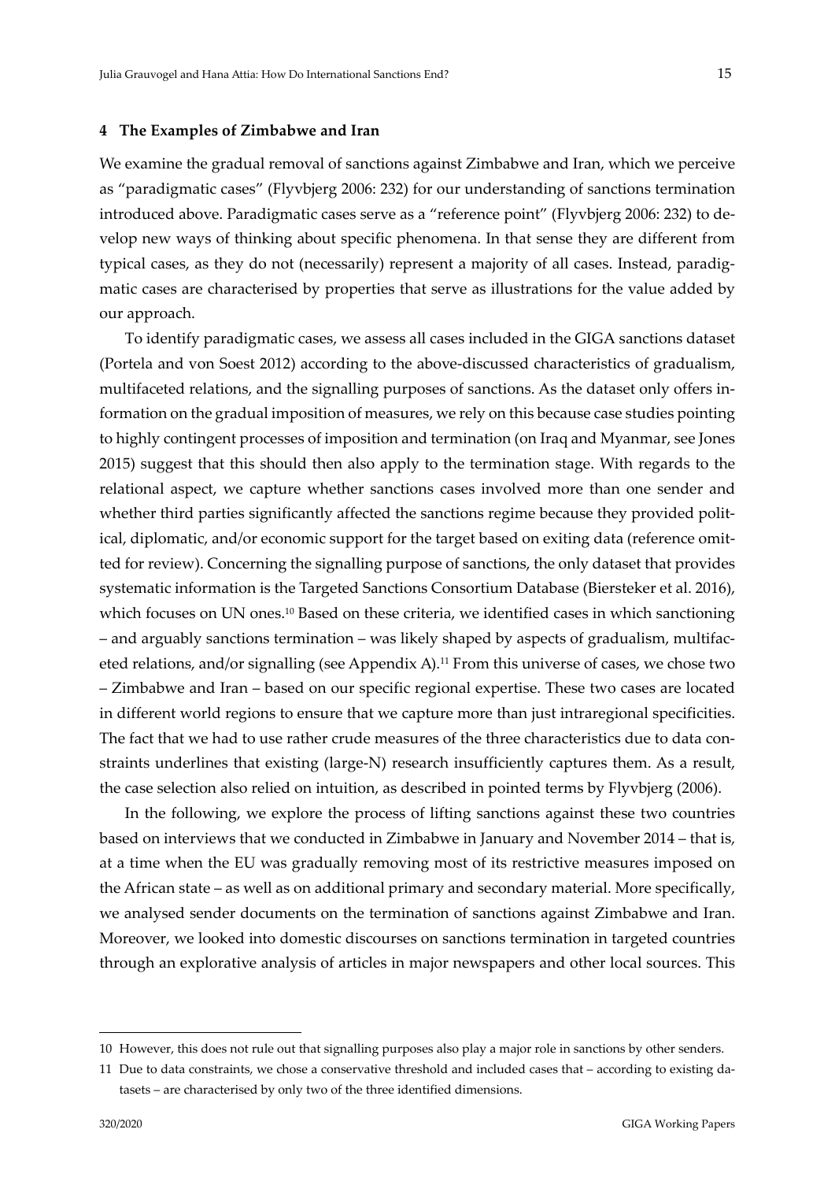## 4 The Examples of Zimbabwe and Iran

We examine the gradual removal of sanctions against Zimbabwe and Iran, which we perceive as "paradigmatic cases" (Flyvbjerg 2006: 232) for our understanding of sanctions termination introduced above. Paradigmatic cases serve as a "reference point" (Flyvbjerg 2006: 232) to develop new ways of thinking about specific phenomena. In that sense they are different from typical cases, as they do not (necessarily) represent a majority of all cases. Instead, paradigmatic cases are characterised by properties that serve as illustrations for the value added by our approach.

To identify paradigmatic cases, we assess all cases included in the GIGA sanctions dataset (Portela and von Soest 2012) according to the above-discussed characteristics of gradualism, multifaceted relations, and the signalling purposes of sanctions. As the dataset only offers information on the gradual imposition of measures, we rely on this because case studies pointing to highly contingent processes of imposition and termination (on Iraq and Myanmar, see Jones 2015) suggest that this should then also apply to the termination stage. With regards to the relational aspect, we capture whether sanctions cases involved more than one sender and whether third parties significantly affected the sanctions regime because they provided political, diplomatic, and/or economic support for the target based on exiting data (reference omitted for review). Concerning the signalling purpose of sanctions, the only dataset that provides systematic information is the Targeted Sanctions Consortium Database (Biersteker et al. 2016), which focuses on UN ones.[10] Based on these criteria, we identified cases in which sanctioning – and arguably sanctions termination – was likely shaped by aspects of gradualism, multifaceted relations, and/or signalling (see Appendix A).[11] From this universe of cases, we chose two – Zimbabwe and Iran – based on our specific regional expertise. These two cases are located in different world regions to ensure that we capture more than just intraregional specificities. The fact that we had to use rather crude measures of the three characteristics due to data constraints underlines that existing (large-N) research insufficiently captures them. As a result, the case selection also relied on intuition, as described in pointed terms by Flyvbjerg (2006).

In the following, we explore the process of lifting sanctions against these two countries based on interviews that we conducted in Zimbabwe in January and November 2014 – that is, at a time when the EU was gradually removing most of its restrictive measures imposed on the African state – as well as on additional primary and secondary material. More specifically, we analysed sender documents on the termination of sanctions against Zimbabwe and Iran. Moreover, we looked into domestic discourses on sanctions termination in targeted countries through an explorative analysis of articles in major newspapers and other local sources. This

---

10 However, this does not rule out that signalling purposes also play a major role in sanctions by other senders.

11 Due to data constraints, we chose a conservative threshold and included cases that – according to existing datasets – are characterised by only two of the three identified dimensions.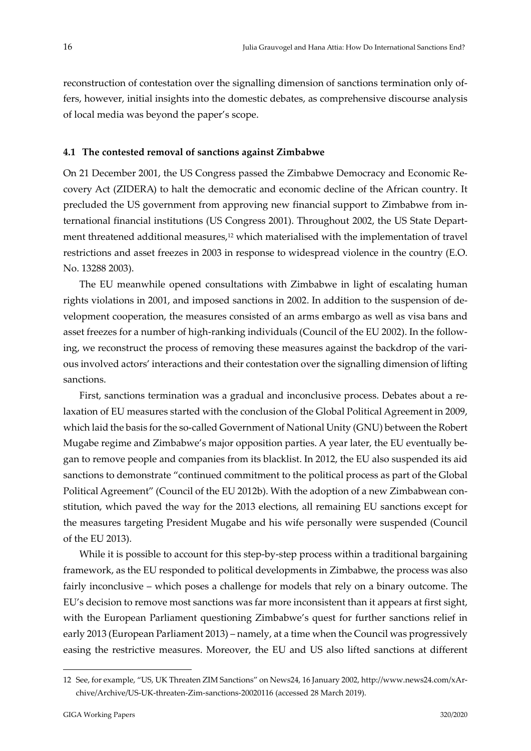reconstruction of contestation over the signalling dimension of sanctions termination only offers, however, initial insights into the domestic debates, as comprehensive discourse analysis of local media was beyond the paper's scope.

### 4.1 The contested removal of sanctions against Zimbabwe

On 21 December 2001, the US Congress passed the Zimbabwe Democracy and Economic Recovery Act (ZIDERA) to halt the democratic and economic decline of the African country. It precluded the US government from approving new financial support to Zimbabwe from international financial institutions (US Congress 2001). Throughout 2002, the US State Department threatened additional measures,[12] which materialised with the implementation of travel restrictions and asset freezes in 2003 in response to widespread violence in the country (E.O. No. 13288 2003).

The EU meanwhile opened consultations with Zimbabwe in light of escalating human rights violations in 2001, and imposed sanctions in 2002. In addition to the suspension of development cooperation, the measures consisted of an arms embargo as well as visa bans and asset freezes for a number of high-ranking individuals (Council of the EU 2002). In the following, we reconstruct the process of removing these measures against the backdrop of the various involved actors' interactions and their contestation over the signalling dimension of lifting sanctions.

First, sanctions termination was a gradual and inconclusive process. Debates about a relaxation of EU measures started with the conclusion of the Global Political Agreement in 2009, which laid the basis for the so-called Government of National Unity (GNU) between the Robert Mugabe regime and Zimbabwe's major opposition parties. A year later, the EU eventually began to remove people and companies from its blacklist. In 2012, the EU also suspended its aid sanctions to demonstrate "continued commitment to the political process as part of the Global Political Agreement" (Council of the EU 2012b). With the adoption of a new Zimbabwean constitution, which paved the way for the 2013 elections, all remaining EU sanctions except for the measures targeting President Mugabe and his wife personally were suspended (Council of the EU 2013).

While it is possible to account for this step-by-step process within a traditional bargaining framework, as the EU responded to political developments in Zimbabwe, the process was also fairly inconclusive – which poses a challenge for models that rely on a binary outcome. The EU's decision to remove most sanctions was far more inconsistent than it appears at first sight, with the European Parliament questioning Zimbabwe's quest for further sanctions relief in early 2013 (European Parliament 2013) – namely, at a time when the Council was progressively easing the restrictive measures. Moreover, the EU and US also lifted sanctions at different

---

12 See, for example, "US, UK Threaten ZIM Sanctions" on News24, 16 January 2002, http://www.news24.com/xArchive/Archive/US-UK-threaten-Zim-sanctions-20020116 (accessed 28 March 2019).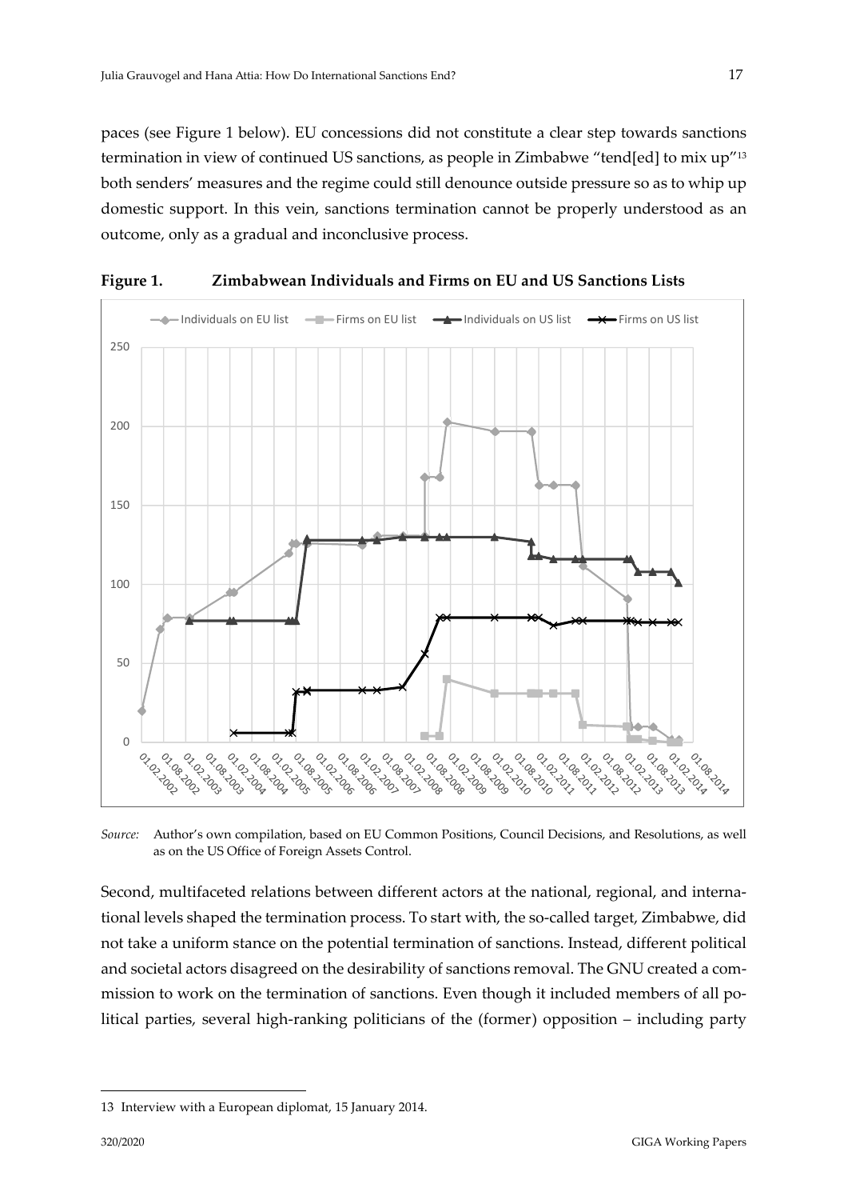paces (see Figure 1 below). EU concessions did not constitute a clear step towards sanctions termination in view of continued US sanctions, as people in Zimbabwe "tend[ed] to mix up"[13] both senders' measures and the regime could still denounce outside pressure so as to whip up domestic support. In this vein, sanctions termination cannot be properly understood as an outcome, only as a gradual and inconclusive process.

**Figure 1. Zimbabwean Individuals and Firms on EU and US Sanctions Lists**

*Source:* Author's own compilation, based on EU Common Positions, Council Decisions, and Resolutions, as well as on the US Office of Foreign Assets Control.

Second, multifaceted relations between different actors at the national, regional, and international levels shaped the termination process. To start with, the so-called target, Zimbabwe, did not take a uniform stance on the potential termination of sanctions. Instead, different political and societal actors disagreed on the desirability of sanctions removal. The GNU created a commission to work on the termination of sanctions. Even though it included members of all political parties, several high-ranking politicians of the (former) opposition – including party

---

13 Interview with a European diplomat, 15 January 2014.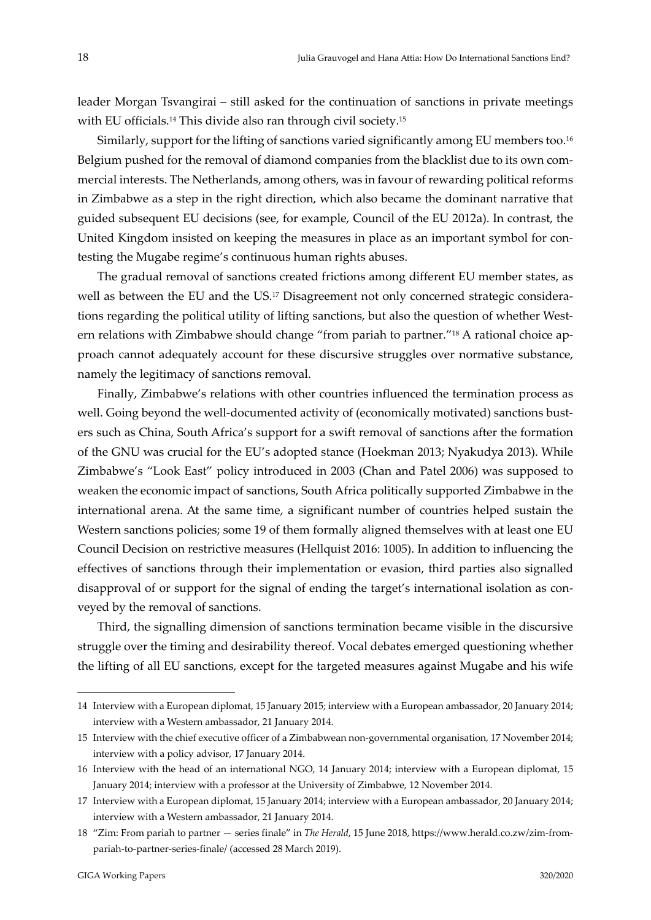leader Morgan Tsvangirai – still asked for the continuation of sanctions in private meetings with EU officials.[14] This divide also ran through civil society.[15]

Similarly, support for the lifting of sanctions varied significantly among EU members too.[16] Belgium pushed for the removal of diamond companies from the blacklist due to its own commercial interests. The Netherlands, among others, was in favour of rewarding political reforms in Zimbabwe as a step in the right direction, which also became the dominant narrative that guided subsequent EU decisions (see, for example, Council of the EU 2012a). In contrast, the United Kingdom insisted on keeping the measures in place as an important symbol for contesting the Mugabe regime's continuous human rights abuses.

The gradual removal of sanctions created frictions among different EU member states, as well as between the EU and the US.[17] Disagreement not only concerned strategic considerations regarding the political utility of lifting sanctions, but also the question of whether Western relations with Zimbabwe should change "from pariah to partner."[18] A rational choice approach cannot adequately account for these discursive struggles over normative substance, namely the legitimacy of sanctions removal.

Finally, Zimbabwe's relations with other countries influenced the termination process as well. Going beyond the well-documented activity of (economically motivated) sanctions busters such as China, South Africa's support for a swift removal of sanctions after the formation of the GNU was crucial for the EU's adopted stance (Hoekman 2013; Nyakudya 2013). While Zimbabwe's "Look East" policy introduced in 2003 (Chan and Patel 2006) was supposed to weaken the economic impact of sanctions, South Africa politically supported Zimbabwe in the international arena. At the same time, a significant number of countries helped sustain the Western sanctions policies; some 19 of them formally aligned themselves with at least one EU Council Decision on restrictive measures (Hellquist 2016: 1005). In addition to influencing the effectives of sanctions through their implementation or evasion, third parties also signalled disapproval of or support for the signal of ending the target's international isolation as conveyed by the removal of sanctions.

Third, the signalling dimension of sanctions termination became visible in the discursive struggle over the timing and desirability thereof. Vocal debates emerged questioning whether the lifting of all EU sanctions, except for the targeted measures against Mugabe and his wife

---

14 Interview with a European diplomat, 15 January 2015; interview with a European ambassador, 20 January 2014; interview with a Western ambassador, 21 January 2014.

15 Interview with the chief executive officer of a Zimbabwean non-governmental organisation, 17 November 2014; interview with a policy advisor, 17 January 2014.

16 Interview with the head of an international NGO, 14 January 2014; interview with a European diplomat, 15 January 2014; interview with a professor at the University of Zimbabwe, 12 November 2014.

17 Interview with a European diplomat, 15 January 2014; interview with a European ambassador, 20 January 2014; interview with a Western ambassador, 21 January 2014.

18 "Zim: From pariah to partner — series finale" in *The Herald*, 15 June 2018, https://www.herald.co.zw/zim-from-pariah-to-partner-series-finale/ (accessed 28 March 2019).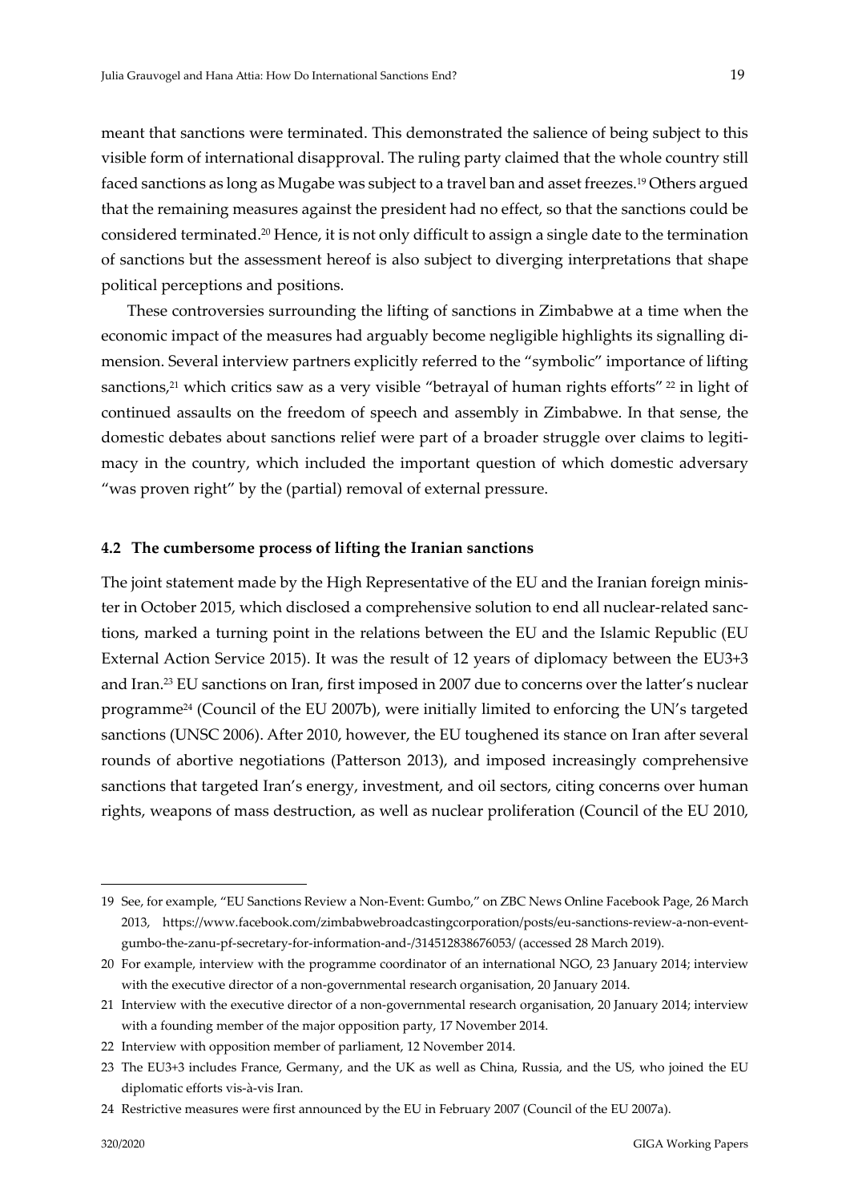meant that sanctions were terminated. This demonstrated the salience of being subject to this visible form of international disapproval. The ruling party claimed that the whole country still faced sanctions as long as Mugabe was subject to a travel ban and asset freezes.[19] Others argued that the remaining measures against the president had no effect, so that the sanctions could be considered terminated.[20] Hence, it is not only difficult to assign a single date to the termination of sanctions but the assessment hereof is also subject to diverging interpretations that shape political perceptions and positions.

These controversies surrounding the lifting of sanctions in Zimbabwe at a time when the economic impact of the measures had arguably become negligible highlights its signalling dimension. Several interview partners explicitly referred to the "symbolic" importance of lifting sanctions,[21] which critics saw as a very visible "betrayal of human rights efforts" [22] in light of continued assaults on the freedom of speech and assembly in Zimbabwe. In that sense, the domestic debates about sanctions relief were part of a broader struggle over claims to legitimacy in the country, which included the important question of which domestic adversary "was proven right" by the (partial) removal of external pressure.

### 4.2 The cumbersome process of lifting the Iranian sanctions

The joint statement made by the High Representative of the EU and the Iranian foreign minister in October 2015, which disclosed a comprehensive solution to end all nuclear-related sanctions, marked a turning point in the relations between the EU and the Islamic Republic (EU External Action Service 2015). It was the result of 12 years of diplomacy between the EU3+3 and Iran.[23] EU sanctions on Iran, first imposed in 2007 due to concerns over the latter's nuclear programme[24] (Council of the EU 2007b), were initially limited to enforcing the UN's targeted sanctions (UNSC 2006). After 2010, however, the EU toughened its stance on Iran after several rounds of abortive negotiations (Patterson 2013), and imposed increasingly comprehensive sanctions that targeted Iran's energy, investment, and oil sectors, citing concerns over human rights, weapons of mass destruction, as well as nuclear proliferation (Council of the EU 2010,

---

19 See, for example, "EU Sanctions Review a Non-Event: Gumbo," on ZBC News Online Facebook Page, 26 March 2013, https://www.facebook.com/zimbabwebroadcastingcorporation/posts/eu-sanctions-review-a-non-event-gumbo-the-zanu-pf-secretary-for-information-and-/314512838676053/ (accessed 28 March 2019).

20 For example, interview with the programme coordinator of an international NGO, 23 January 2014; interview with the executive director of a non-governmental research organisation, 20 January 2014.

21 Interview with the executive director of a non-governmental research organisation, 20 January 2014; interview with a founding member of the major opposition party, 17 November 2014.

22 Interview with opposition member of parliament, 12 November 2014.

23 The EU3+3 includes France, Germany, and the UK as well as China, Russia, and the US, who joined the EU diplomatic efforts vis-à-vis Iran.

24 Restrictive measures were first announced by the EU in February 2007 (Council of the EU 2007a).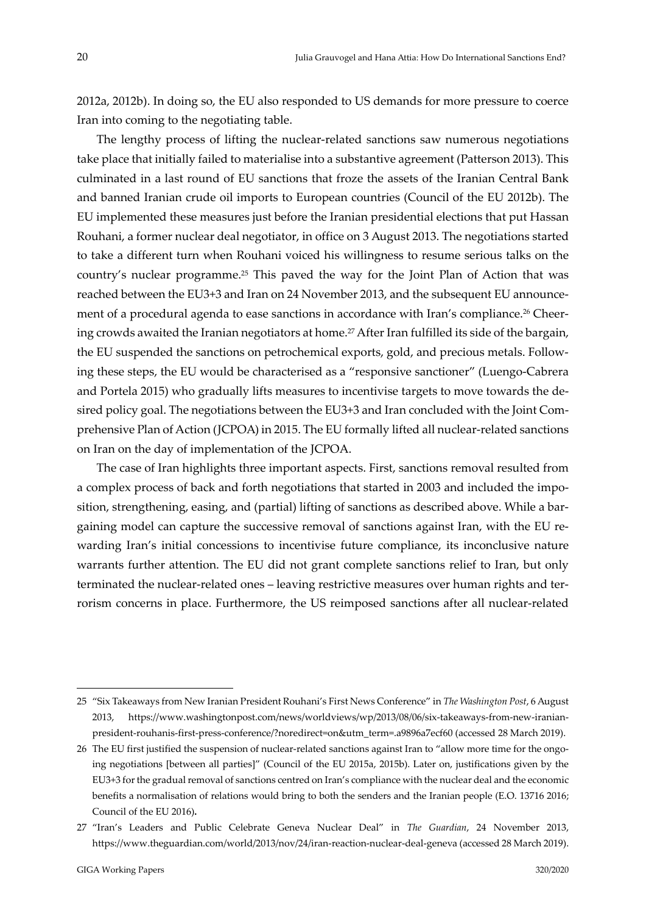2012a, 2012b). In doing so, the EU also responded to US demands for more pressure to coerce Iran into coming to the negotiating table.

The lengthy process of lifting the nuclear-related sanctions saw numerous negotiations take place that initially failed to materialise into a substantive agreement (Patterson 2013). This culminated in a last round of EU sanctions that froze the assets of the Iranian Central Bank and banned Iranian crude oil imports to European countries (Council of the EU 2012b). The EU implemented these measures just before the Iranian presidential elections that put Hassan Rouhani, a former nuclear deal negotiator, in office on 3 August 2013. The negotiations started to take a different turn when Rouhani voiced his willingness to resume serious talks on the country's nuclear programme.[25] This paved the way for the Joint Plan of Action that was reached between the EU3+3 and Iran on 24 November 2013, and the subsequent EU announcement of a procedural agenda to ease sanctions in accordance with Iran's compliance.[26] Cheering crowds awaited the Iranian negotiators at home.[27] After Iran fulfilled its side of the bargain, the EU suspended the sanctions on petrochemical exports, gold, and precious metals. Following these steps, the EU would be characterised as a "responsive sanctioner" (Luengo-Cabrera and Portela 2015) who gradually lifts measures to incentivise targets to move towards the desired policy goal. The negotiations between the EU3+3 and Iran concluded with the Joint Comprehensive Plan of Action (JCPOA) in 2015. The EU formally lifted all nuclear-related sanctions on Iran on the day of implementation of the JCPOA.

The case of Iran highlights three important aspects. First, sanctions removal resulted from a complex process of back and forth negotiations that started in 2003 and included the imposition, strengthening, easing, and (partial) lifting of sanctions as described above. While a bargaining model can capture the successive removal of sanctions against Iran, with the EU rewarding Iran's initial concessions to incentivise future compliance, its inconclusive nature warrants further attention. The EU did not grant complete sanctions relief to Iran, but only terminated the nuclear-related ones – leaving restrictive measures over human rights and terrorism concerns in place. Furthermore, the US reimposed sanctions after all nuclear-related

---

25 "Six Takeaways from New Iranian President Rouhani's First News Conference" in *The Washington Post*, 6 August 2013, https://www.washingtonpost.com/news/worldviews/wp/2013/08/06/six-takeaways-from-new-iranian-president-rouhanis-first-press-conference/?noredirect=on&utm_term=.a9896a7ecf60 (accessed 28 March 2019).

26 The EU first justified the suspension of nuclear-related sanctions against Iran to "allow more time for the ongoing negotiations [between all parties]" (Council of the EU 2015a, 2015b). Later on, justifications given by the EU3+3 for the gradual removal of sanctions centred on Iran's compliance with the nuclear deal and the economic benefits a normalisation of relations would bring to both the senders and the Iranian people (E.O. 13716 2016; Council of the EU 2016).

27 "Iran's Leaders and Public Celebrate Geneva Nuclear Deal" in *The Guardian*, 24 November 2013, https://www.theguardian.com/world/2013/nov/24/iran-reaction-nuclear-deal-geneva (accessed 28 March 2019).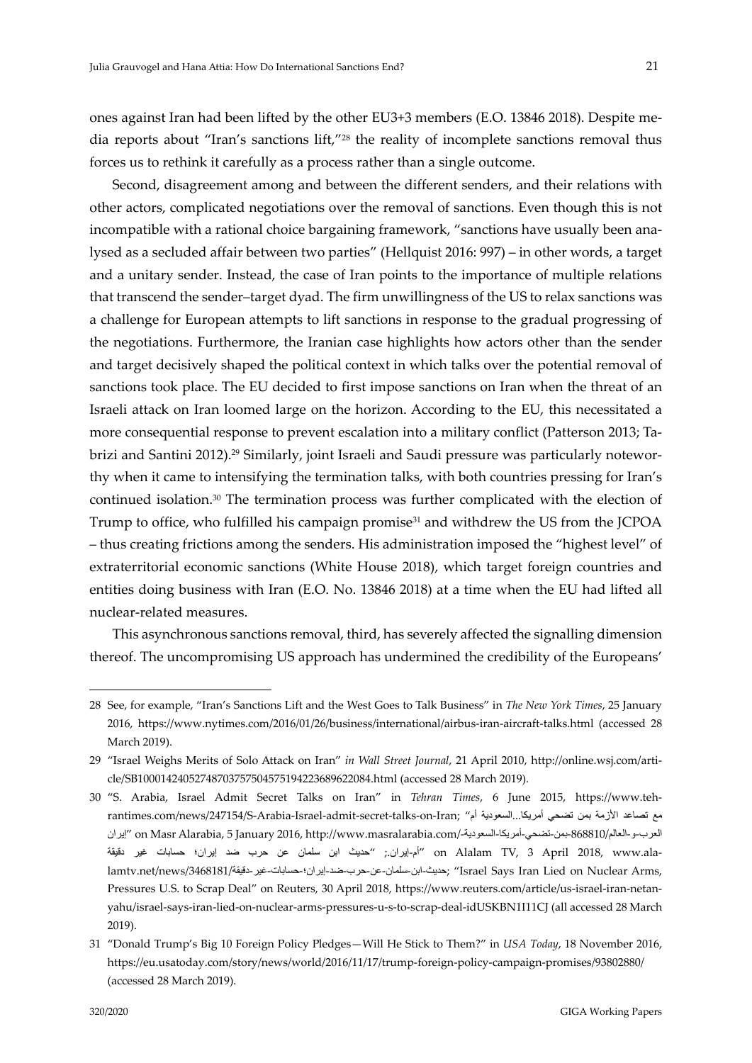ones against Iran had been lifted by the other EU3+3 members (E.O. 13846 2018). Despite media reports about "Iran's sanctions lift,"[28] the reality of incomplete sanctions removal thus forces us to rethink it carefully as a process rather than a single outcome.

Second, disagreement among and between the different senders, and their relations with other actors, complicated negotiations over the removal of sanctions. Even though this is not incompatible with a rational choice bargaining framework, "sanctions have usually been analysed as a secluded affair between two parties" (Hellquist 2016: 997) – in other words, a target and a unitary sender. Instead, the case of Iran points to the importance of multiple relations that transcend the sender–target dyad. The firm unwillingness of the US to relax sanctions was a challenge for European attempts to lift sanctions in response to the gradual progressing of the negotiations. Furthermore, the Iranian case highlights how actors other than the sender and target decisively shaped the political context in which talks over the potential removal of sanctions took place. The EU decided to first impose sanctions on Iran when the threat of an Israeli attack on Iran loomed large on the horizon. According to the EU, this necessitated a more consequential response to prevent escalation into a military conflict (Patterson 2013; Tabrizi and Santini 2012).[29] Similarly, joint Israeli and Saudi pressure was particularly noteworthy when it came to intensifying the termination talks, with both countries pressing for Iran's continued isolation.[30] The termination process was further complicated with the election of Trump to office, who fulfilled his campaign promise[31] and withdrew the US from the JCPOA – thus creating frictions among the senders. His administration imposed the "highest level" of extraterritorial economic sanctions (White House 2018), which target foreign countries and entities doing business with Iran (E.O. No. 13846 2018) at a time when the EU had lifted all nuclear-related measures.

This asynchronous sanctions removal, third, has severely affected the signalling dimension thereof. The uncompromising US approach has undermined the credibility of the Europeans'

---

28 See, for example, "Iran's Sanctions Lift and the West Goes to Talk Business" in *The New York Times*, 25 January 2016, https://www.nytimes.com/2016/01/26/business/international/airbus-iran-aircraft-talks.html (accessed 28 March 2019).

29 "Israel Weighs Merits of Solo Attack on Iran" *in Wall Street Journal*, 21 April 2010, http://online.wsj.com/article/SB10001424052748703757504575194223689622084.html (accessed 28 March 2019).

30 "S. Arabia, Israel Admit Secret Talks on Iran" in *Tehran Times*, 6 June 2015, https://www.tehrantimes.com/news/247154/S-Arabia-Israel-admit-secret-talks-on-Iran; "مع تصاعد الأزمة بمن تضحي أمريكا...السعودية أم إيران" on Masr Alarabia, 5 January 2016, http://www.masralarabia.com/العرب-و-العالم/868810-بمن-تضحي-أمريكا-السعودية-أم-إيران; "حديث ابن سلمان عن حرب ضد إيران؛ حسابات غير دقيقة" on Alalam TV, 3 April 2018, www.alalamtv.net/news/3468181/حديث-ابن-سلمان-عن-حرب-ضد-إيران؛-حسابات-غير-دقيقة; "Israel Says Iran Lied on Nuclear Arms, Pressures U.S. to Scrap Deal" on Reuters, 30 April 2018, https://www.reuters.com/article/us-israel-iran-netanyahu/israel-says-iran-lied-on-nuclear-arms-pressures-u-s-to-scrap-deal-idUSKBN1I11CJ (all accessed 28 March 2019).

31 "Donald Trump's Big 10 Foreign Policy Pledges—Will He Stick to Them?" in *USA Today*, 18 November 2016, https://eu.usatoday.com/story/news/world/2016/11/17/trump-foreign-policy-campaign-promises/93802880/ (accessed 28 March 2019).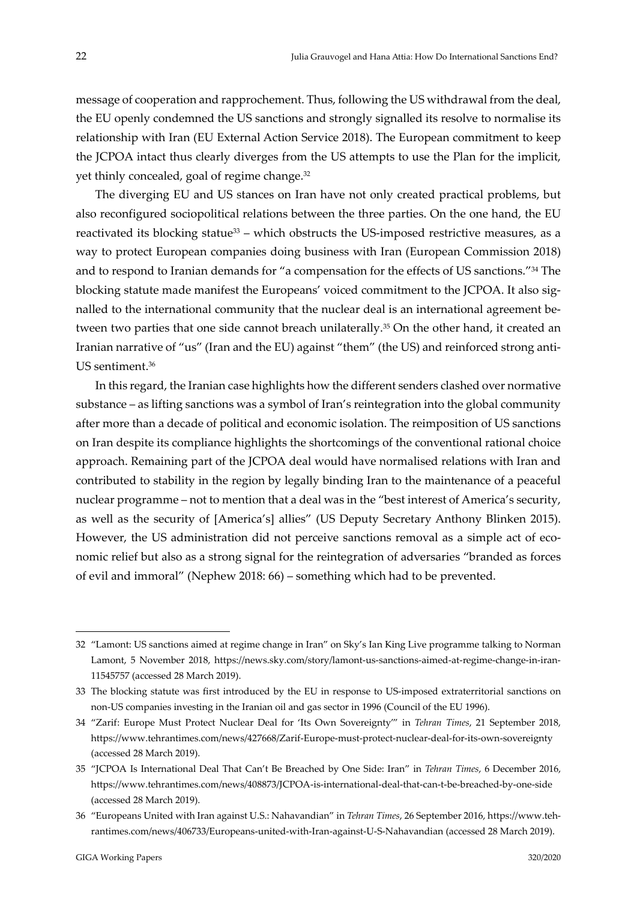message of cooperation and rapprochement. Thus, following the US withdrawal from the deal, the EU openly condemned the US sanctions and strongly signalled its resolve to normalise its relationship with Iran (EU External Action Service 2018). The European commitment to keep the JCPOA intact thus clearly diverges from the US attempts to use the Plan for the implicit, yet thinly concealed, goal of regime change.[32]

The diverging EU and US stances on Iran have not only created practical problems, but also reconfigured sociopolitical relations between the three parties. On the one hand, the EU reactivated its blocking statue[33] – which obstructs the US-imposed restrictive measures, as a way to protect European companies doing business with Iran (European Commission 2018) and to respond to Iranian demands for "a compensation for the effects of US sanctions."[34] The blocking statute made manifest the Europeans' voiced commitment to the JCPOA. It also signalled to the international community that the nuclear deal is an international agreement between two parties that one side cannot breach unilaterally.[35] On the other hand, it created an Iranian narrative of "us" (Iran and the EU) against "them" (the US) and reinforced strong anti-US sentiment.[36]

In this regard, the Iranian case highlights how the different senders clashed over normative substance – as lifting sanctions was a symbol of Iran's reintegration into the global community after more than a decade of political and economic isolation. The reimposition of US sanctions on Iran despite its compliance highlights the shortcomings of the conventional rational choice approach. Remaining part of the JCPOA deal would have normalised relations with Iran and contributed to stability in the region by legally binding Iran to the maintenance of a peaceful nuclear programme – not to mention that a deal was in the "best interest of America's security, as well as the security of [America's] allies" (US Deputy Secretary Anthony Blinken 2015). However, the US administration did not perceive sanctions removal as a simple act of economic relief but also as a strong signal for the reintegration of adversaries "branded as forces of evil and immoral" (Nephew 2018: 66) – something which had to be prevented.

---

32 "Lamont: US sanctions aimed at regime change in Iran" on Sky's Ian King Live programme talking to Norman Lamont, 5 November 2018, https://news.sky.com/story/lamont-us-sanctions-aimed-at-regime-change-in-iran-11545757 (accessed 28 March 2019).

33 The blocking statute was first introduced by the EU in response to US-imposed extraterritorial sanctions on non-US companies investing in the Iranian oil and gas sector in 1996 (Council of the EU 1996).

34 "Zarif: Europe Must Protect Nuclear Deal for 'Its Own Sovereignty'" in *Tehran Times*, 21 September 2018, https://www.tehrantimes.com/news/427668/Zarif-Europe-must-protect-nuclear-deal-for-its-own-sovereignty (accessed 28 March 2019).

35 "JCPOA Is International Deal That Can't Be Breached by One Side: Iran" in *Tehran Times*, 6 December 2016, https://www.tehrantimes.com/news/408873/JCPOA-is-international-deal-that-can-t-be-breached-by-one-side (accessed 28 March 2019).

36 "Europeans United with Iran against U.S.: Nahavandian" in *Tehran Times*, 26 September 2016, https://www.tehrantimes.com/news/406733/Europeans-united-with-Iran-against-U-S-Nahavandian (accessed 28 March 2019).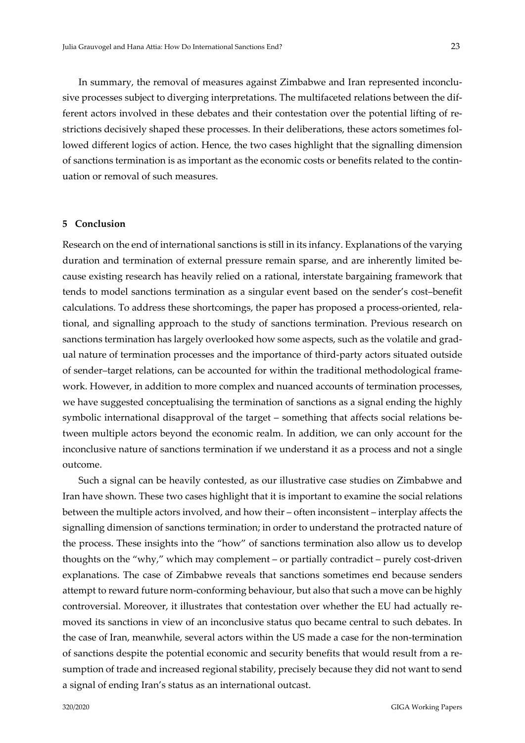In summary, the removal of measures against Zimbabwe and Iran represented inconclusive processes subject to diverging interpretations. The multifaceted relations between the different actors involved in these debates and their contestation over the potential lifting of restrictions decisively shaped these processes. In their deliberations, these actors sometimes followed different logics of action. Hence, the two cases highlight that the signalling dimension of sanctions termination is as important as the economic costs or benefits related to the continuation or removal of such measures.

## 5 Conclusion

Research on the end of international sanctions is still in its infancy. Explanations of the varying duration and termination of external pressure remain sparse, and are inherently limited because existing research has heavily relied on a rational, interstate bargaining framework that tends to model sanctions termination as a singular event based on the sender's cost–benefit calculations. To address these shortcomings, the paper has proposed a process-oriented, relational, and signalling approach to the study of sanctions termination. Previous research on sanctions termination has largely overlooked how some aspects, such as the volatile and gradual nature of termination processes and the importance of third-party actors situated outside of sender–target relations, can be accounted for within the traditional methodological framework. However, in addition to more complex and nuanced accounts of termination processes, we have suggested conceptualising the termination of sanctions as a signal ending the highly symbolic international disapproval of the target – something that affects social relations between multiple actors beyond the economic realm. In addition, we can only account for the inconclusive nature of sanctions termination if we understand it as a process and not a single outcome.

Such a signal can be heavily contested, as our illustrative case studies on Zimbabwe and Iran have shown. These two cases highlight that it is important to examine the social relations between the multiple actors involved, and how their – often inconsistent – interplay affects the signalling dimension of sanctions termination; in order to understand the protracted nature of the process. These insights into the "how" of sanctions termination also allow us to develop thoughts on the "why," which may complement – or partially contradict – purely cost-driven explanations. The case of Zimbabwe reveals that sanctions sometimes end because senders attempt to reward future norm-conforming behaviour, but also that such a move can be highly controversial. Moreover, it illustrates that contestation over whether the EU had actually removed its sanctions in view of an inconclusive status quo became central to such debates. In the case of Iran, meanwhile, several actors within the US made a case for the non-termination of sanctions despite the potential economic and security benefits that would result from a resumption of trade and increased regional stability, precisely because they did not want to send a signal of ending Iran's status as an international outcast.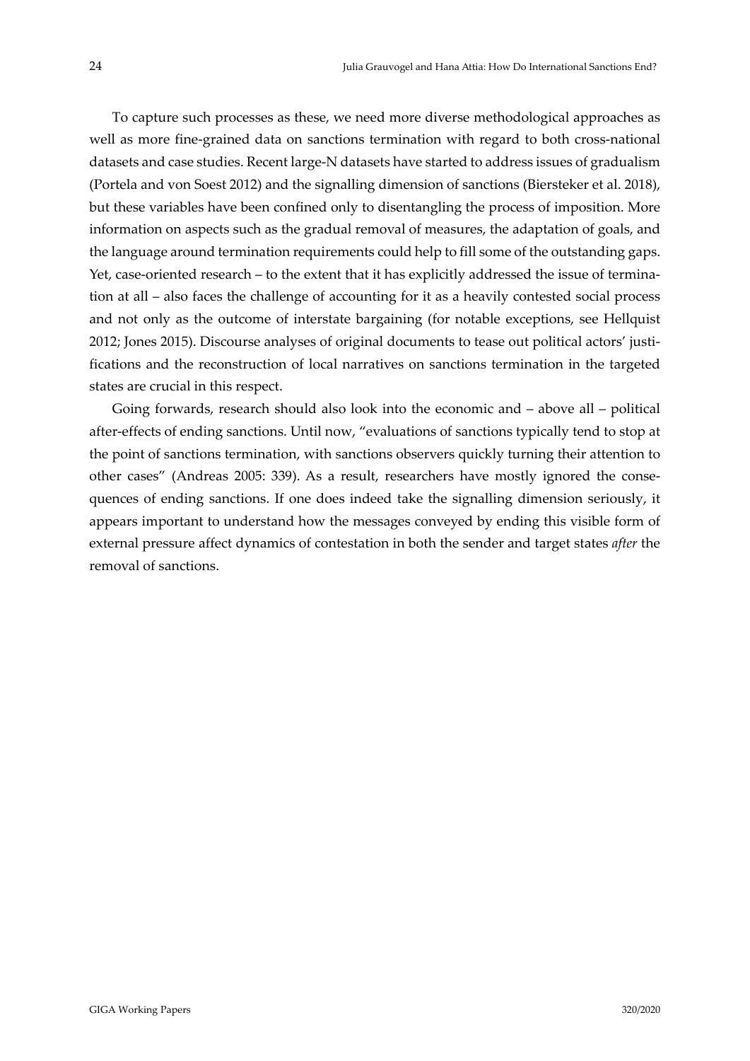To capture such processes as these, we need more diverse methodological approaches as well as more fine-grained data on sanctions termination with regard to both cross-national datasets and case studies. Recent large-N datasets have started to address issues of gradualism (Portela and von Soest 2012) and the signalling dimension of sanctions (Biersteker et al. 2018), but these variables have been confined only to disentangling the process of imposition. More information on aspects such as the gradual removal of measures, the adaptation of goals, and the language around termination requirements could help to fill some of the outstanding gaps. Yet, case-oriented research – to the extent that it has explicitly addressed the issue of termination at all – also faces the challenge of accounting for it as a heavily contested social process and not only as the outcome of interstate bargaining (for notable exceptions, see Hellquist 2012; Jones 2015). Discourse analyses of original documents to tease out political actors' justifications and the reconstruction of local narratives on sanctions termination in the targeted states are crucial in this respect.

Going forwards, research should also look into the economic and – above all – political after-effects of ending sanctions. Until now, "evaluations of sanctions typically tend to stop at the point of sanctions termination, with sanctions observers quickly turning their attention to other cases" (Andreas 2005: 339). As a result, researchers have mostly ignored the consequences of ending sanctions. If one does indeed take the signalling dimension seriously, it appears important to understand how the messages conveyed by ending this visible form of external pressure affect dynamics of contestation in both the sender and target states *after* the removal of sanctions.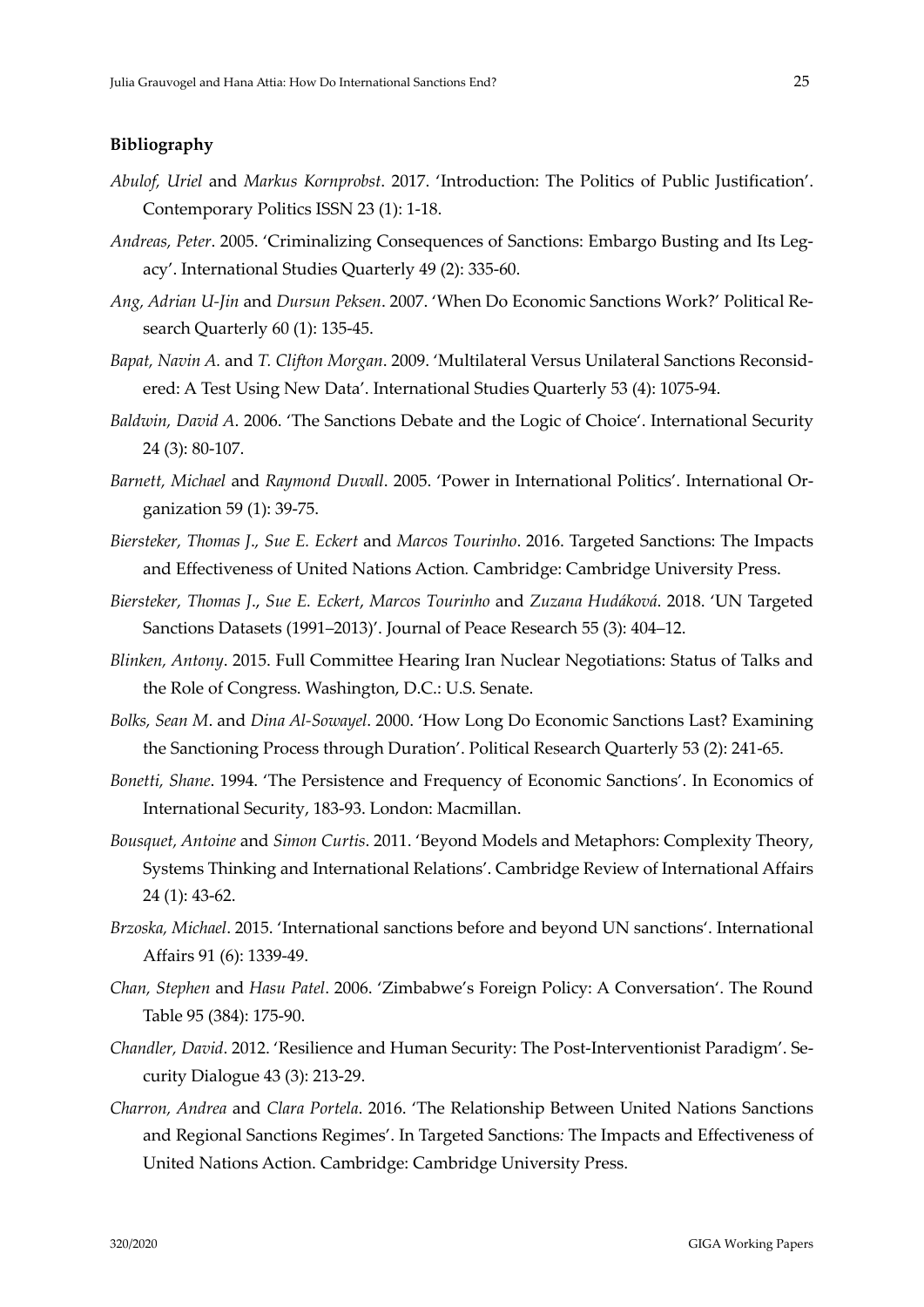**Bibliography**

*Abulof, Uriel* and *Markus Kornprobst*. 2017. 'Introduction: The Politics of Public Justification'. Contemporary Politics ISSN 23 (1): 1-18.

*Andreas, Peter*. 2005. 'Criminalizing Consequences of Sanctions: Embargo Busting and Its Legacy'. International Studies Quarterly 49 (2): 335-60.

*Ang, Adrian U-Jin* and *Dursun Peksen*. 2007. 'When Do Economic Sanctions Work?' Political Research Quarterly 60 (1): 135-45.

*Bapat, Navin A.* and *T. Clifton Morgan*. 2009. 'Multilateral Versus Unilateral Sanctions Reconsidered: A Test Using New Data'. International Studies Quarterly 53 (4): 1075-94.

*Baldwin, David A*. 2006. 'The Sanctions Debate and the Logic of Choice'. International Security 24 (3): 80-107.

*Barnett, Michael* and *Raymond Duvall*. 2005. 'Power in International Politics'. International Organization 59 (1): 39-75.

*Biersteker, Thomas J., Sue E. Eckert* and *Marcos Tourinho*. 2016. Targeted Sanctions: The Impacts and Effectiveness of United Nations Action. Cambridge: Cambridge University Press.

*Biersteker, Thomas J*., *Sue E. Eckert*, *Marcos Tourinho* and *Zuzana Hudáková*. 2018. 'UN Targeted Sanctions Datasets (1991–2013)'. Journal of Peace Research 55 (3): 404–12.

*Blinken, Antony*. 2015. Full Committee Hearing Iran Nuclear Negotiations: Status of Talks and the Role of Congress. Washington, D.C.: U.S. Senate.

*Bolks, Sean M*. and *Dina Al-Sowayel*. 2000. 'How Long Do Economic Sanctions Last? Examining the Sanctioning Process through Duration'. Political Research Quarterly 53 (2): 241-65.

*Bonetti, Shane*. 1994. 'The Persistence and Frequency of Economic Sanctions'. In Economics of International Security, 183-93. London: Macmillan.

*Bousquet, Antoine* and *Simon Curtis*. 2011. 'Beyond Models and Metaphors: Complexity Theory, Systems Thinking and International Relations'. Cambridge Review of International Affairs 24 (1): 43-62.

*Brzoska, Michael*. 2015. 'International sanctions before and beyond UN sanctions'. International Affairs 91 (6): 1339-49.

*Chan, Stephen* and *Hasu Patel*. 2006. 'Zimbabwe's Foreign Policy: A Conversation'. The Round Table 95 (384): 175-90.

*Chandler, David*. 2012. 'Resilience and Human Security: The Post-Interventionist Paradigm'. Security Dialogue 43 (3): 213-29.

*Charron, Andrea* and *Clara Portela*. 2016. 'The Relationship Between United Nations Sanctions and Regional Sanctions Regimes'. In Targeted Sanctions: The Impacts and Effectiveness of United Nations Action. Cambridge: Cambridge University Press.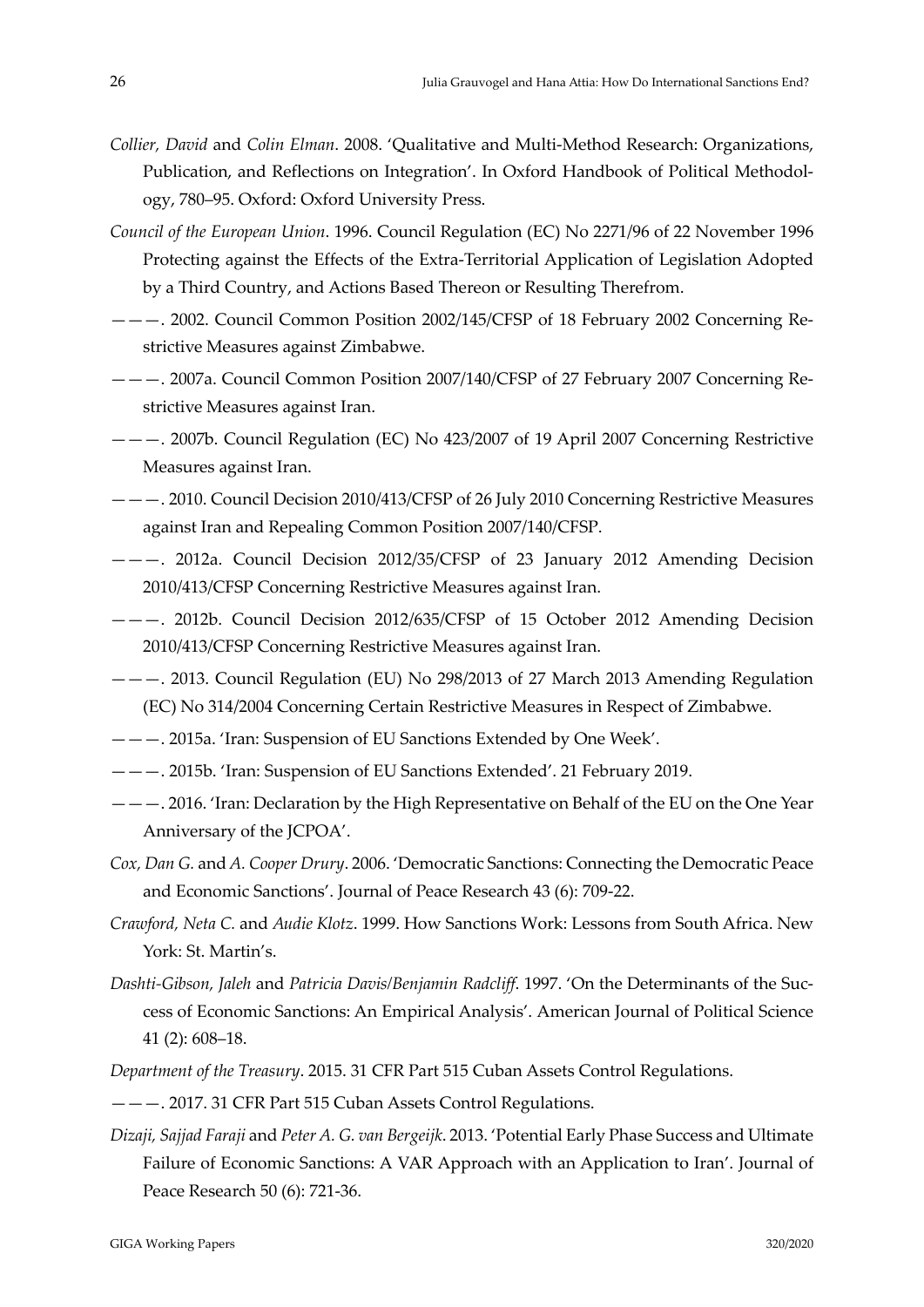*Collier, David* and *Colin Elman*. 2008. 'Qualitative and Multi-Method Research: Organizations, Publication, and Reflections on Integration'. In Oxford Handbook of Political Methodology, 780–95. Oxford: Oxford University Press.

*Council of the European Union*. 1996. Council Regulation (EC) No 2271/96 of 22 November 1996 Protecting against the Effects of the Extra-Territorial Application of Legislation Adopted by a Third Country, and Actions Based Thereon or Resulting Therefrom.

———. 2002. Council Common Position 2002/145/CFSP of 18 February 2002 Concerning Restrictive Measures against Zimbabwe.

———. 2007a. Council Common Position 2007/140/CFSP of 27 February 2007 Concerning Restrictive Measures against Iran.

———. 2007b. Council Regulation (EC) No 423/2007 of 19 April 2007 Concerning Restrictive Measures against Iran.

———. 2010. Council Decision 2010/413/CFSP of 26 July 2010 Concerning Restrictive Measures against Iran and Repealing Common Position 2007/140/CFSP.

———. 2012a. Council Decision 2012/35/CFSP of 23 January 2012 Amending Decision 2010/413/CFSP Concerning Restrictive Measures against Iran.

———. 2012b. Council Decision 2012/635/CFSP of 15 October 2012 Amending Decision 2010/413/CFSP Concerning Restrictive Measures against Iran.

———. 2013. Council Regulation (EU) No 298/2013 of 27 March 2013 Amending Regulation (EC) No 314/2004 Concerning Certain Restrictive Measures in Respect of Zimbabwe.

———. 2015a. 'Iran: Suspension of EU Sanctions Extended by One Week'.

———. 2015b. 'Iran: Suspension of EU Sanctions Extended'. 21 February 2019.

———. 2016. 'Iran: Declaration by the High Representative on Behalf of the EU on the One Year Anniversary of the JCPOA'.

*Cox, Dan G.* and *A. Cooper Drury*. 2006. 'Democratic Sanctions: Connecting the Democratic Peace and Economic Sanctions'. Journal of Peace Research 43 (6): 709-22.

*Crawford, Neta C.* and *Audie Klotz*. 1999. How Sanctions Work: Lessons from South Africa. New York: St. Martin's.

*Dashti-Gibson, Jaleh* and *Patricia Davis/Benjamin Radcliff*. 1997. 'On the Determinants of the Success of Economic Sanctions: An Empirical Analysis'. American Journal of Political Science 41 (2): 608–18.

*Department of the Treasury*. 2015. 31 CFR Part 515 Cuban Assets Control Regulations.

———. 2017. 31 CFR Part 515 Cuban Assets Control Regulations.

*Dizaji, Sajjad Faraji* and *Peter A. G. van Bergeijk*. 2013. 'Potential Early Phase Success and Ultimate Failure of Economic Sanctions: A VAR Approach with an Application to Iran'. Journal of Peace Research 50 (6): 721-36.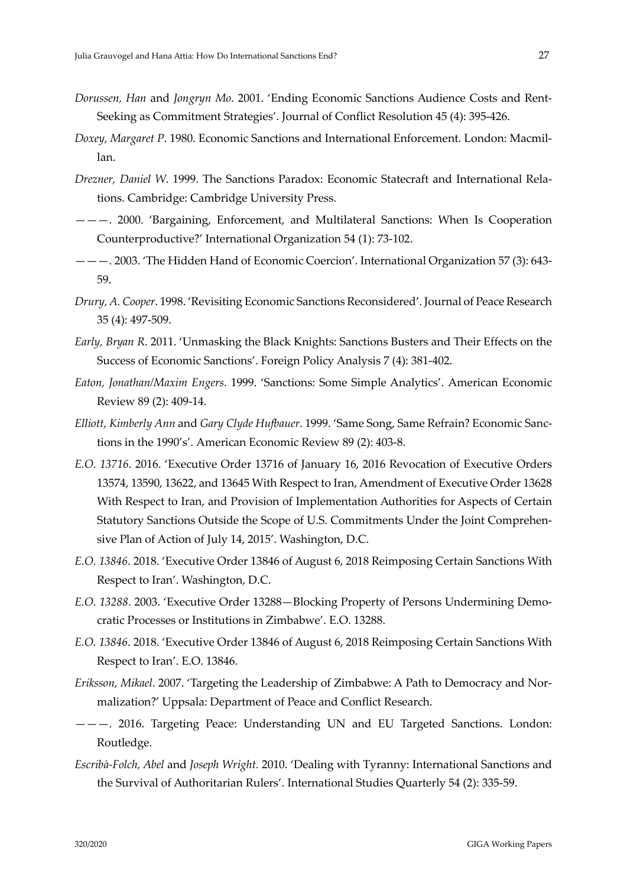*Dorussen, Han* and *Jongryn Mo*. 2001. 'Ending Economic Sanctions Audience Costs and Rent-Seeking as Commitment Strategies'. Journal of Conflict Resolution 45 (4): 395-426.

*Doxey, Margaret P*. 1980. Economic Sanctions and International Enforcement. London: Macmillan.

*Drezner, Daniel W*. 1999. The Sanctions Paradox: Economic Statecraft and International Relations. Cambridge: Cambridge University Press.

———. 2000. 'Bargaining, Enforcement, and Multilateral Sanctions: When Is Cooperation Counterproductive?' International Organization 54 (1): 73-102.

———. 2003. 'The Hidden Hand of Economic Coercion'. International Organization 57 (3): 643-59.

*Drury, A. Cooper*. 1998. 'Revisiting Economic Sanctions Reconsidered'. Journal of Peace Research 35 (4): 497-509.

*Early, Bryan R*. 2011. 'Unmasking the Black Knights: Sanctions Busters and Their Effects on the Success of Economic Sanctions'. Foreign Policy Analysis 7 (4): 381-402.

*Eaton, Jonathan/Maxim Engers*. 1999. 'Sanctions: Some Simple Analytics'. American Economic Review 89 (2): 409-14.

*Elliott, Kimberly Ann* and *Gary Clyde Hufbauer*. 1999. 'Same Song, Same Refrain? Economic Sanctions in the 1990's'. American Economic Review 89 (2): 403-8.

*E.O. 13716*. 2016. 'Executive Order 13716 of January 16, 2016 Revocation of Executive Orders 13574, 13590, 13622, and 13645 With Respect to Iran, Amendment of Executive Order 13628 With Respect to Iran, and Provision of Implementation Authorities for Aspects of Certain Statutory Sanctions Outside the Scope of U.S. Commitments Under the Joint Comprehensive Plan of Action of July 14, 2015'. Washington, D.C.

*E.O. 13846*. 2018. 'Executive Order 13846 of August 6, 2018 Reimposing Certain Sanctions With Respect to Iran'. Washington, D.C.

*E.O. 13288*. 2003. 'Executive Order 13288—Blocking Property of Persons Undermining Democratic Processes or Institutions in Zimbabwe'. E.O. 13288.

*E.O. 13846*. 2018. 'Executive Order 13846 of August 6, 2018 Reimposing Certain Sanctions With Respect to Iran'. E.O. 13846.

*Eriksson, Mikael*. 2007. 'Targeting the Leadership of Zimbabwe: A Path to Democracy and Normalization?' Uppsala: Department of Peace and Conflict Research.

———. 2016. Targeting Peace: Understanding UN and EU Targeted Sanctions. London: Routledge.

*Escribà-Folch, Abel* and *Joseph Wright*. 2010. 'Dealing with Tyranny: International Sanctions and the Survival of Authoritarian Rulers'. International Studies Quarterly 54 (2): 335-59.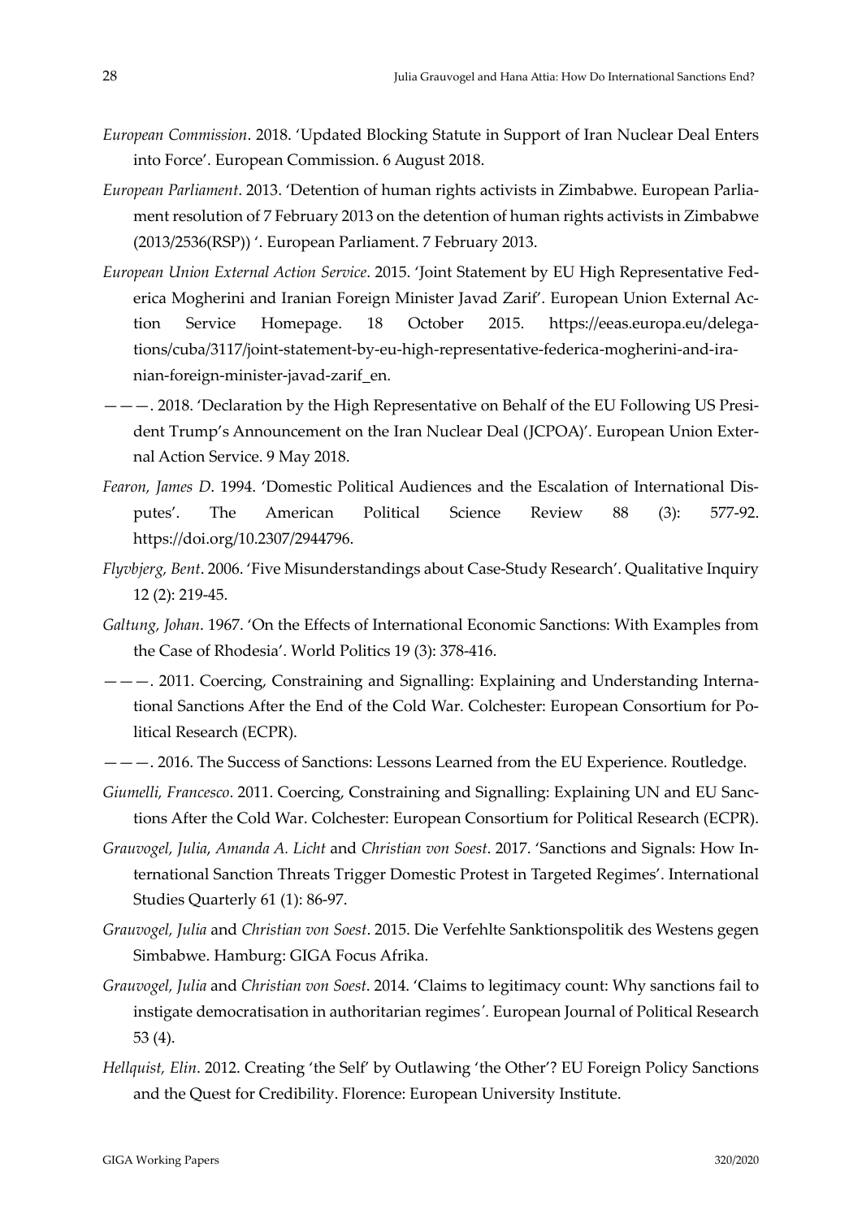*European Commission*. 2018. 'Updated Blocking Statute in Support of Iran Nuclear Deal Enters into Force'. European Commission. 6 August 2018.

*European Parliament*. 2013. 'Detention of human rights activists in Zimbabwe. European Parliament resolution of 7 February 2013 on the detention of human rights activists in Zimbabwe (2013/2536(RSP)) '. European Parliament. 7 February 2013.

*European Union External Action Service*. 2015. 'Joint Statement by EU High Representative Federica Mogherini and Iranian Foreign Minister Javad Zarif'. European Union External Action Service Homepage. 18 October 2015. https://eeas.europa.eu/delegations/cuba/3117/joint-statement-by-eu-high-representative-federica-mogherini-and-iranian-foreign-minister-javad-zarif_en.

———. 2018. 'Declaration by the High Representative on Behalf of the EU Following US President Trump's Announcement on the Iran Nuclear Deal (JCPOA)'. European Union External Action Service. 9 May 2018.

*Fearon, James D*. 1994. 'Domestic Political Audiences and the Escalation of International Disputes'. The American Political Science Review 88 (3): 577-92. https://doi.org/10.2307/2944796.

*Flyvbjerg, Bent*. 2006. 'Five Misunderstandings about Case-Study Research'. Qualitative Inquiry 12 (2): 219-45.

*Galtung, Johan*. 1967. 'On the Effects of International Economic Sanctions: With Examples from the Case of Rhodesia'. World Politics 19 (3): 378-416.

———. 2011. Coercing, Constraining and Signalling: Explaining and Understanding International Sanctions After the End of the Cold War. Colchester: European Consortium for Political Research (ECPR).

———. 2016. The Success of Sanctions: Lessons Learned from the EU Experience. Routledge.

*Giumelli, Francesco*. 2011. Coercing, Constraining and Signalling: Explaining UN and EU Sanctions After the Cold War. Colchester: European Consortium for Political Research (ECPR).

*Grauvogel, Julia*, *Amanda A. Licht* and *Christian von Soest*. 2017. 'Sanctions and Signals: How International Sanction Threats Trigger Domestic Protest in Targeted Regimes'. International Studies Quarterly 61 (1): 86-97.

*Grauvogel, Julia* and *Christian von Soest*. 2015. Die Verfehlte Sanktionspolitik des Westens gegen Simbabwe. Hamburg: GIGA Focus Afrika.

*Grauvogel, Julia* and *Christian von Soest*. 2014. 'Claims to legitimacy count: Why sanctions fail to instigate democratisation in authoritarian regimes'. European Journal of Political Research 53 (4).

*Hellquist, Elin*. 2012. Creating 'the Self' by Outlawing 'the Other'? EU Foreign Policy Sanctions and the Quest for Credibility. Florence: European University Institute.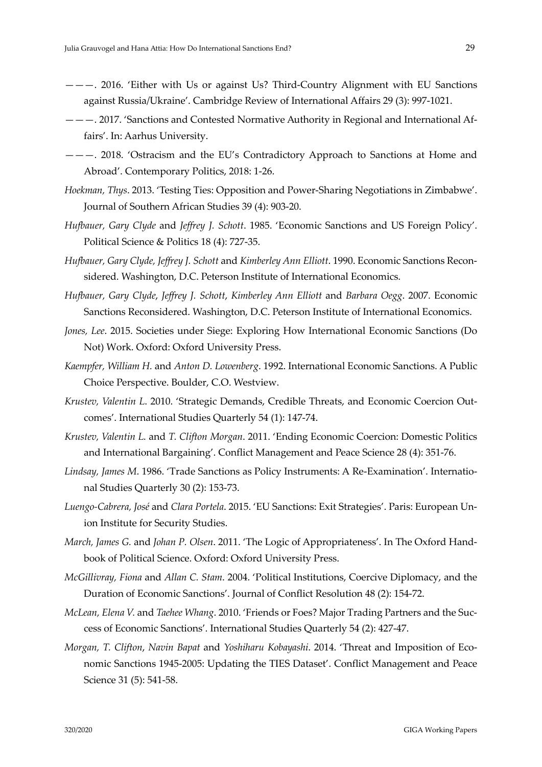———. 2016. 'Either with Us or against Us? Third-Country Alignment with EU Sanctions against Russia/Ukraine'. Cambridge Review of International Affairs 29 (3): 997-1021.

———. 2017. 'Sanctions and Contested Normative Authority in Regional and International Affairs'. In: Aarhus University.

———. 2018. 'Ostracism and the EU's Contradictory Approach to Sanctions at Home and Abroad'. Contemporary Politics, 2018: 1-26.

*Hoekman, Thys*. 2013. 'Testing Ties: Opposition and Power-Sharing Negotiations in Zimbabwe'. Journal of Southern African Studies 39 (4): 903-20.

*Hufbauer, Gary Clyde* and *Jeffrey J. Schott*. 1985. 'Economic Sanctions and US Foreign Policy'. Political Science & Politics 18 (4): 727-35.

*Hufbauer, Gary Clyde, Jeffrey J. Schott* and *Kimberley Ann Elliott*. 1990. Economic Sanctions Reconsidered. Washington, D.C. Peterson Institute of International Economics.

*Hufbauer, Gary Clyde*, *Jeffrey J. Schott*, *Kimberley Ann Elliott* and *Barbara Oegg*. 2007. Economic Sanctions Reconsidered. Washington, D.C. Peterson Institute of International Economics.

*Jones, Lee*. 2015. Societies under Siege: Exploring How International Economic Sanctions (Do Not) Work. Oxford: Oxford University Press.

*Kaempfer, William H.* and *Anton D. Lowenberg*. 1992. International Economic Sanctions. A Public Choice Perspective. Boulder, C.O. Westview.

*Krustev, Valentin L*. 2010. 'Strategic Demands, Credible Threats, and Economic Coercion Outcomes'. International Studies Quarterly 54 (1): 147-74.

*Krustev, Valentin L.* and *T. Clifton Morgan*. 2011. 'Ending Economic Coercion: Domestic Politics and International Bargaining'. Conflict Management and Peace Science 28 (4): 351-76.

*Lindsay, James M*. 1986. 'Trade Sanctions as Policy Instruments: A Re-Examination'. International Studies Quarterly 30 (2): 153-73.

*Luengo-Cabrera, José* and *Clara Portela*. 2015. 'EU Sanctions: Exit Strategies'. Paris: European Union Institute for Security Studies.

*March, James G.* and *Johan P. Olsen*. 2011. 'The Logic of Appropriateness'. In The Oxford Handbook of Political Science. Oxford: Oxford University Press.

*McGillivray, Fiona* and *Allan C. Stam*. 2004. 'Political Institutions, Coercive Diplomacy, and the Duration of Economic Sanctions'. Journal of Conflict Resolution 48 (2): 154-72.

*McLean, Elena V.* and *Taehee Whang*. 2010. 'Friends or Foes? Major Trading Partners and the Success of Economic Sanctions'. International Studies Quarterly 54 (2): 427-47.

*Morgan, T. Clifton*, *Navin Bapat* and *Yoshiharu Kobayashi*. 2014. 'Threat and Imposition of Economic Sanctions 1945-2005: Updating the TIES Dataset'. Conflict Management and Peace Science 31 (5): 541-58.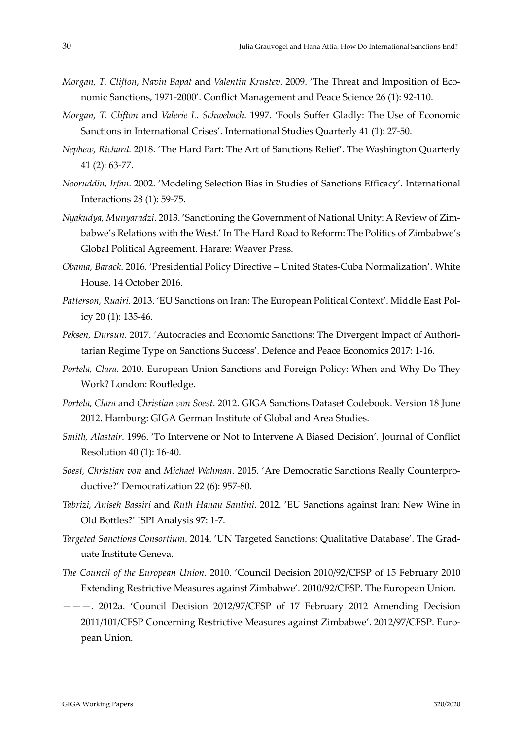*Morgan, T. Clifton*, *Navin Bapat* and *Valentin Krustev*. 2009. 'The Threat and Imposition of Economic Sanctions, 1971-2000'. Conflict Management and Peace Science 26 (1): 92-110.

*Morgan, T. Clifton* and *Valerie L. Schwebach*. 1997. 'Fools Suffer Gladly: The Use of Economic Sanctions in International Crises'. International Studies Quarterly 41 (1): 27-50.

*Nephew, Richard.* 2018. 'The Hard Part: The Art of Sanctions Relief'. The Washington Quarterly 41 (2): 63-77.

*Nooruddin, Irfan*. 2002. 'Modeling Selection Bias in Studies of Sanctions Efficacy'. International Interactions 28 (1): 59-75.

*Nyakudya, Munyaradzi*. 2013. 'Sanctioning the Government of National Unity: A Review of Zimbabwe's Relations with the West.' In The Hard Road to Reform: The Politics of Zimbabwe's Global Political Agreement. Harare: Weaver Press.

*Obama, Barack*. 2016. 'Presidential Policy Directive – United States-Cuba Normalization'. White House. 14 October 2016.

*Patterson, Ruairi*. 2013. 'EU Sanctions on Iran: The European Political Context'. Middle East Policy 20 (1): 135-46.

*Peksen, Dursun*. 2017. 'Autocracies and Economic Sanctions: The Divergent Impact of Authoritarian Regime Type on Sanctions Success'. Defence and Peace Economics 2017: 1-16.

*Portela, Clara.* 2010. European Union Sanctions and Foreign Policy: When and Why Do They Work? London: Routledge.

*Portela, Clara* and *Christian von Soest*. 2012. GIGA Sanctions Dataset Codebook. Version 18 June 2012. Hamburg: GIGA German Institute of Global and Area Studies.

*Smith, Alastair*. 1996. 'To Intervene or Not to Intervene A Biased Decision'. Journal of Conflict Resolution 40 (1): 16-40.

*Soest, Christian von* and *Michael Wahman*. 2015. 'Are Democratic Sanctions Really Counterproductive?' Democratization 22 (6): 957-80.

*Tabrizi, Aniseh Bassiri* and *Ruth Hanau Santini*. 2012. 'EU Sanctions against Iran: New Wine in Old Bottles?' ISPI Analysis 97: 1-7.

*Targeted Sanctions Consortium*. 2014. 'UN Targeted Sanctions: Qualitative Database'. The Graduate Institute Geneva.

*The Council of the European Union*. 2010. 'Council Decision 2010/92/CFSP of 15 February 2010 Extending Restrictive Measures against Zimbabwe'. 2010/92/CFSP. The European Union.

———. 2012a. 'Council Decision 2012/97/CFSP of 17 February 2012 Amending Decision 2011/101/CFSP Concerning Restrictive Measures against Zimbabwe'. 2012/97/CFSP. European Union.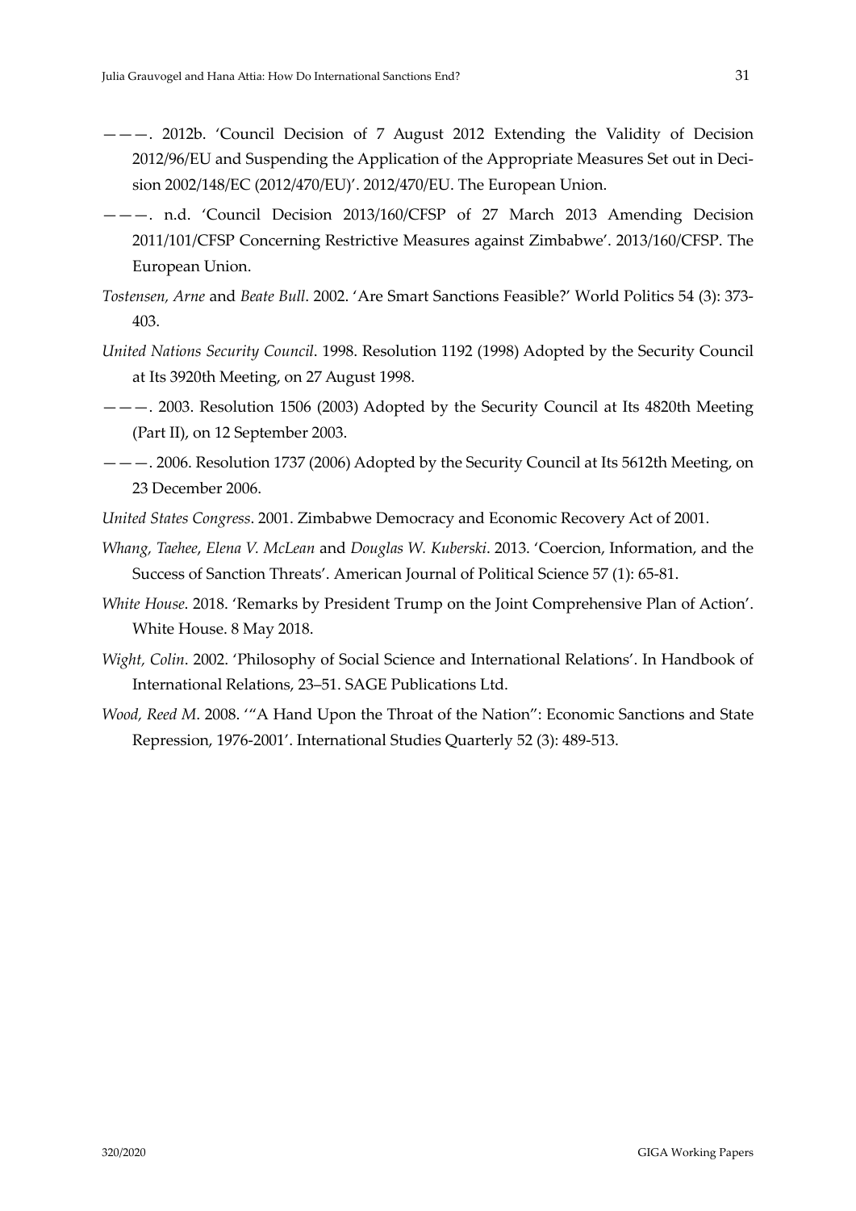———. 2012b. 'Council Decision of 7 August 2012 Extending the Validity of Decision 2012/96/EU and Suspending the Application of the Appropriate Measures Set out in Decision 2002/148/EC (2012/470/EU)'. 2012/470/EU. The European Union.

———. n.d. 'Council Decision 2013/160/CFSP of 27 March 2013 Amending Decision 2011/101/CFSP Concerning Restrictive Measures against Zimbabwe'. 2013/160/CFSP. The European Union.

*Tostensen, Arne* and *Beate Bull*. 2002. 'Are Smart Sanctions Feasible?' World Politics 54 (3): 373-403.

*United Nations Security Council*. 1998. Resolution 1192 (1998) Adopted by the Security Council at Its 3920th Meeting, on 27 August 1998.

———. 2003. Resolution 1506 (2003) Adopted by the Security Council at Its 4820th Meeting (Part II), on 12 September 2003.

———. 2006. Resolution 1737 (2006) Adopted by the Security Council at Its 5612th Meeting, on 23 December 2006.

*United States Congress*. 2001. Zimbabwe Democracy and Economic Recovery Act of 2001.

*Whang, Taehee*, *Elena V. McLean* and *Douglas W. Kuberski*. 2013. 'Coercion, Information, and the Success of Sanction Threats'. American Journal of Political Science 57 (1): 65-81.

*White House*. 2018. 'Remarks by President Trump on the Joint Comprehensive Plan of Action'. White House. 8 May 2018.

*Wight, Colin*. 2002. 'Philosophy of Social Science and International Relations'. In Handbook of International Relations, 23–51. SAGE Publications Ltd.

*Wood, Reed M*. 2008. '"A Hand Upon the Throat of the Nation": Economic Sanctions and State Repression, 1976-2001'. International Studies Quarterly 52 (3): 489-513.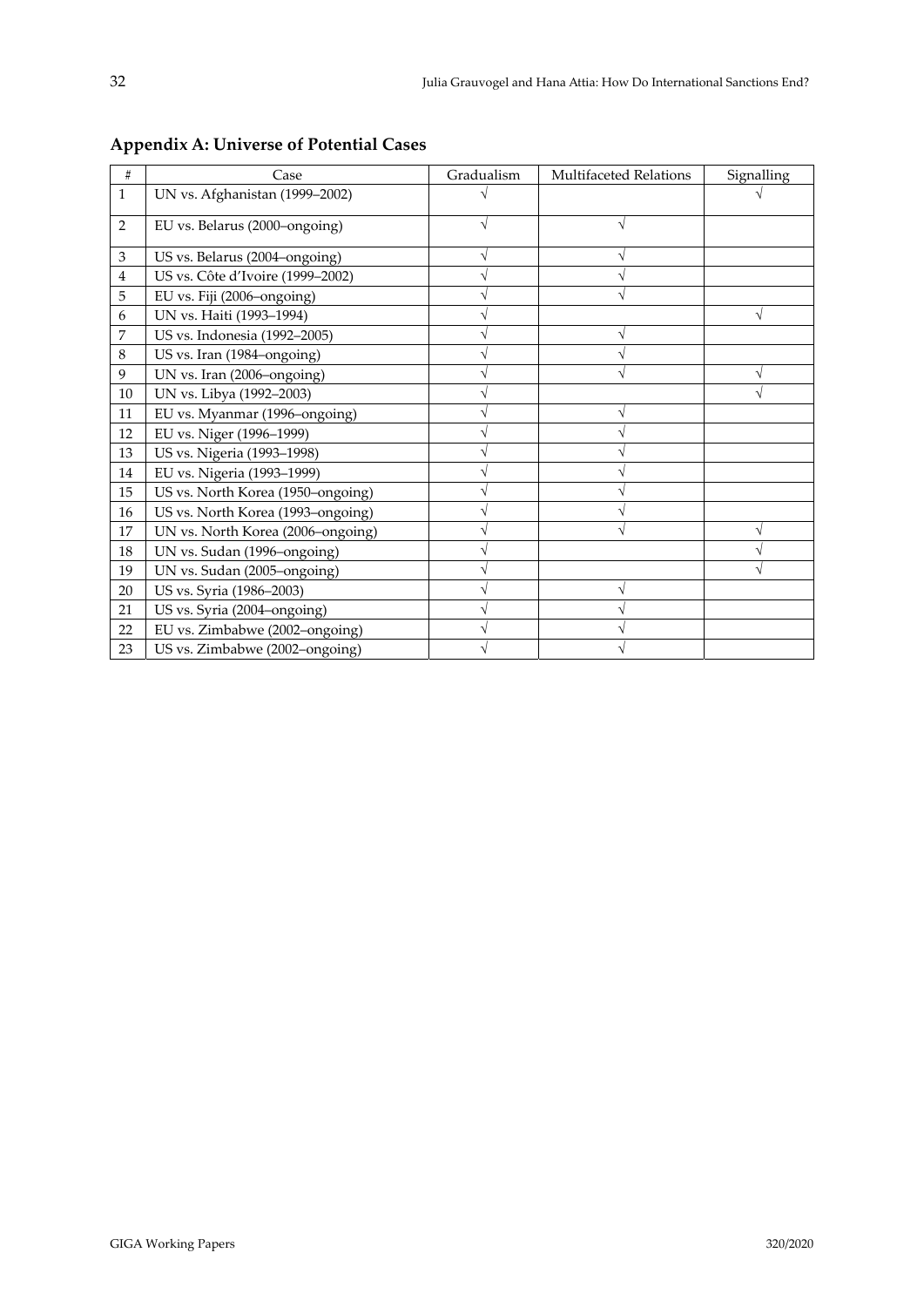## Appendix A: Universe of Potential Cases

| # | Case | Gradualism | Multifaceted Relations | Signalling |
|---|---|---|---|---|
| 1 | UN vs. Afghanistan (1999–2002) | √ | | √ |
| 2 | EU vs. Belarus (2000–ongoing) | √ | √ | |
| 3 | US vs. Belarus (2004–ongoing) | √ | √ | |
| 4 | US vs. Côte d'Ivoire (1999–2002) | √ | √ | |
| 5 | EU vs. Fiji (2006–ongoing) | √ | √ | |
| 6 | UN vs. Haiti (1993–1994) | √ | | √ |
| 7 | US vs. Indonesia (1992–2005) | √ | √ | |
| 8 | US vs. Iran (1984–ongoing) | √ | √ | |
| 9 | UN vs. Iran (2006–ongoing) | √ | √ | √ |
| 10 | UN vs. Libya (1992–2003) | √ | | √ |
| 11 | EU vs. Myanmar (1996–ongoing) | √ | √ | |
| 12 | EU vs. Niger (1996–1999) | √ | √ | |
| 13 | US vs. Nigeria (1993–1998) | √ | √ | |
| 14 | EU vs. Nigeria (1993–1999) | √ | √ | |
| 15 | US vs. North Korea (1950–ongoing) | √ | √ | |
| 16 | US vs. North Korea (1993–ongoing) | √ | √ | |
| 17 | UN vs. North Korea (2006–ongoing) | √ | √ | √ |
| 18 | UN vs. Sudan (1996–ongoing) | √ | | √ |
| 19 | UN vs. Sudan (2005–ongoing) | √ | | √ |
| 20 | US vs. Syria (1986–2003) | √ | √ | |
| 21 | US vs. Syria (2004–ongoing) | √ | √ | |
| 22 | EU vs. Zimbabwe (2002–ongoing) | √ | √ | |
| 23 | US vs. Zimbabwe (2002–ongoing) | √ | √ | |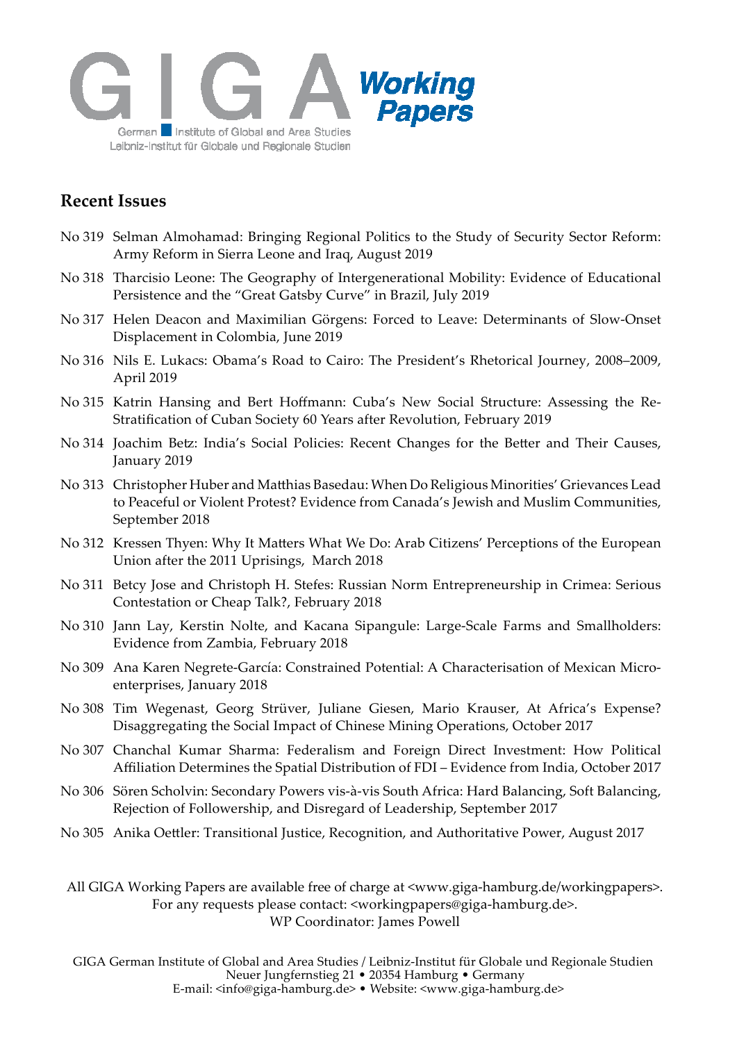GIGA Working Papers

German Institute of Global and Area Studies
Leibniz-Institut für Globale und Regionale Studien

## Recent Issues

No 319 Selman Almohamad: Bringing Regional Politics to the Study of Security Sector Reform: Army Reform in Sierra Leone and Iraq, August 2019

No 318 Tharcisio Leone: The Geography of Intergenerational Mobility: Evidence of Educational Persistence and the "Great Gatsby Curve" in Brazil, July 2019

No 317 Helen Deacon and Maximilian Görgens: Forced to Leave: Determinants of Slow-Onset Displacement in Colombia, June 2019

No 316 Nils E. Lukacs: Obama's Road to Cairo: The President's Rhetorical Journey, 2008–2009, April 2019

No 315 Katrin Hansing and Bert Hoffmann: Cuba's New Social Structure: Assessing the Re-Stratification of Cuban Society 60 Years after Revolution, February 2019

No 314 Joachim Betz: India's Social Policies: Recent Changes for the Better and Their Causes, January 2019

No 313 Christopher Huber and Matthias Basedau: When Do Religious Minorities' Grievances Lead to Peaceful or Violent Protest? Evidence from Canada's Jewish and Muslim Communities, September 2018

No 312 Kressen Thyen: Why It Matters What We Do: Arab Citizens' Perceptions of the European Union after the 2011 Uprisings, March 2018

No 311 Betcy Jose and Christoph H. Stefes: Russian Norm Entrepreneurship in Crimea: Serious Contestation or Cheap Talk?, February 2018

No 310 Jann Lay, Kerstin Nolte, and Kacana Sipangule: Large-Scale Farms and Smallholders: Evidence from Zambia, February 2018

No 309 Ana Karen Negrete-García: Constrained Potential: A Characterisation of Mexican Microenterprises, January 2018

No 308 Tim Wegenast, Georg Strüver, Juliane Giesen, Mario Krauser, At Africa's Expense? Disaggregating the Social Impact of Chinese Mining Operations, October 2017

No 307 Chanchal Kumar Sharma: Federalism and Foreign Direct Investment: How Political Affiliation Determines the Spatial Distribution of FDI – Evidence from India, October 2017

No 306 Sören Scholvin: Secondary Powers vis-à-vis South Africa: Hard Balancing, Soft Balancing, Rejection of Followership, and Disregard of Leadership, September 2017

No 305 Anika Oettler: Transitional Justice, Recognition, and Authoritative Power, August 2017

All GIGA Working Papers are available free of charge at <www.giga-hamburg.de/workingpapers>.
For any requests please contact: <workingpapers@giga-hamburg.de>.
WP Coordinator: James Powell

GIGA German Institute of Global and Area Studies / Leibniz-Institut für Globale und Regionale Studien
Neuer Jungfernstieg 21 • 20354 Hamburg • Germany
E-mail: <info@giga-hamburg.de> • Website: <www.giga-hamburg.de>